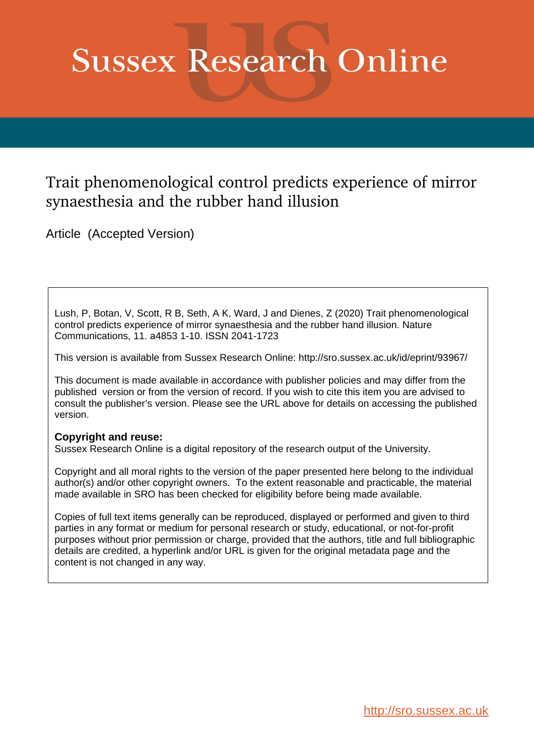# Sussex Research Online

## Trait phenomenological control predicts experience of mirror synaesthesia and the rubber hand illusion

Article (Accepted Version)

Lush, P, Botan, V, Scott, R B, Seth, A K, Ward, J and Dienes, Z (2020) Trait phenomenological control predicts experience of mirror synaesthesia and the rubber hand illusion. Nature Communications, 11. a4853 1-10. ISSN 2041-1723

This version is available from Sussex Research Online: http://sro.sussex.ac.uk/id/eprint/93967/

This document is made available in accordance with publisher policies and may differ from the published version or from the version of record. If you wish to cite this item you are advised to consult the publisher's version. Please see the URL above for details on accessing the published version.

**Copyright and reuse:**
Sussex Research Online is a digital repository of the research output of the University.

Copyright and all moral rights to the version of the paper presented here belong to the individual author(s) and/or other copyright owners. To the extent reasonable and practicable, the material made available in SRO has been checked for eligibility before being made available.

Copies of full text items generally can be reproduced, displayed or performed and given to third parties in any format or medium for personal research or study, educational, or not-for-profit purposes without prior permission or charge, provided that the authors, title and full bibliographic details are credited, a hyperlink and/or URL is given for the original metadata page and the content is not changed in any way.

http://sro.sussex.ac.uk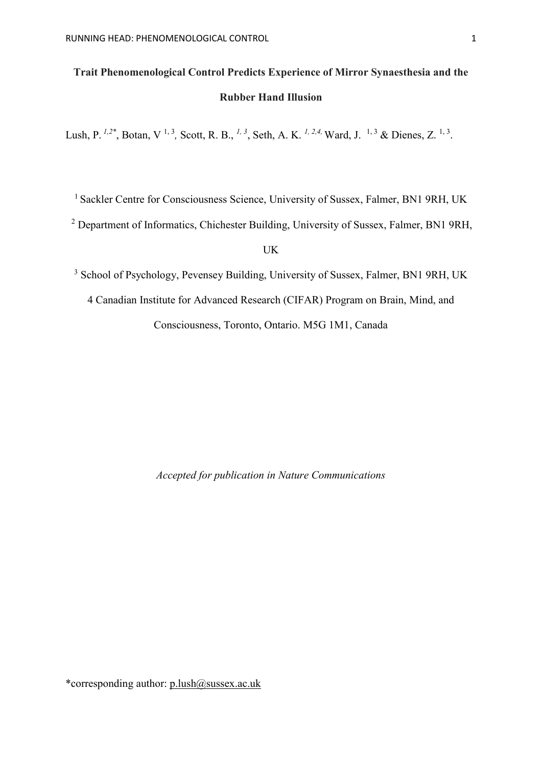**Trait Phenomenological Control Predicts Experience of Mirror Synaesthesia and the Rubber Hand Illusion**

Lush, P. [1,2*], Botan, V [1,3], Scott, R. B., [1,3], Seth, A. K. [1,2,4], Ward, J. [1,3] & Dienes, Z. [1,3].

[1] Sackler Centre for Consciousness Science, University of Sussex, Falmer, BN1 9RH, UK

[2] Department of Informatics, Chichester Building, University of Sussex, Falmer, BN1 9RH, UK

[3] School of Psychology, Pevensey Building, University of Sussex, Falmer, BN1 9RH, UK

4 Canadian Institute for Advanced Research (CIFAR) Program on Brain, Mind, and Consciousness, Toronto, Ontario. M5G 1M1, Canada

*Accepted for publication in Nature Communications*

*corresponding author: p.lush@sussex.ac.uk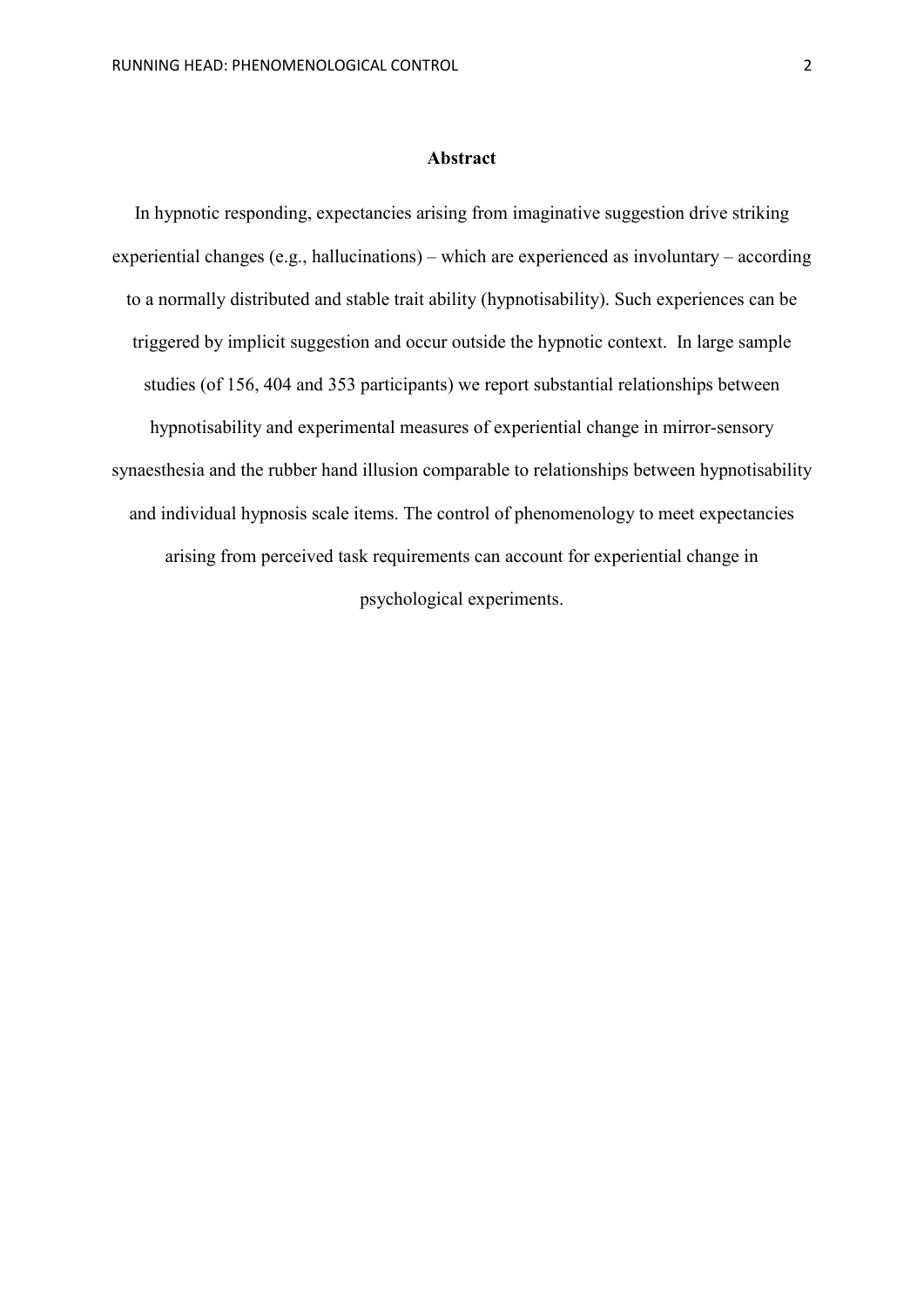## Abstract

In hypnotic responding, expectancies arising from imaginative suggestion drive striking experiential changes (e.g., hallucinations) – which are experienced as involuntary – according to a normally distributed and stable trait ability (hypnotisability). Such experiences can be triggered by implicit suggestion and occur outside the hypnotic context. In large sample studies (of 156, 404 and 353 participants) we report substantial relationships between hypnotisability and experimental measures of experiential change in mirror-sensory synaesthesia and the rubber hand illusion comparable to relationships between hypnotisability and individual hypnosis scale items. The control of phenomenology to meet expectancies arising from perceived task requirements can account for experiential change in psychological experiments.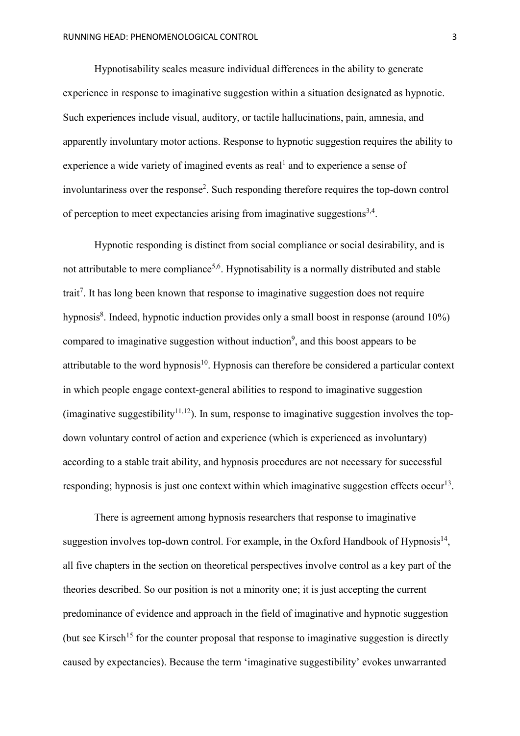Hypnotisability scales measure individual differences in the ability to generate experience in response to imaginative suggestion within a situation designated as hypnotic. Such experiences include visual, auditory, or tactile hallucinations, pain, amnesia, and apparently involuntary motor actions. Response to hypnotic suggestion requires the ability to experience a wide variety of imagined events as real[1] and to experience a sense of involuntariness over the response[2]. Such responding therefore requires the top-down control of perception to meet expectancies arising from imaginative suggestions[3,4].

Hypnotic responding is distinct from social compliance or social desirability, and is not attributable to mere compliance[5,6]. Hypnotisability is a normally distributed and stable trait[7]. It has long been known that response to imaginative suggestion does not require hypnosis[8]. Indeed, hypnotic induction provides only a small boost in response (around 10%) compared to imaginative suggestion without induction[9], and this boost appears to be attributable to the word hypnosis[10]. Hypnosis can therefore be considered a particular context in which people engage context-general abilities to respond to imaginative suggestion (imaginative suggestibility[11,12]). In sum, response to imaginative suggestion involves the top-down voluntary control of action and experience (which is experienced as involuntary) according to a stable trait ability, and hypnosis procedures are not necessary for successful responding; hypnosis is just one context within which imaginative suggestion effects occur[13].

There is agreement among hypnosis researchers that response to imaginative suggestion involves top-down control. For example, in the Oxford Handbook of Hypnosis[14], all five chapters in the section on theoretical perspectives involve control as a key part of the theories described. So our position is not a minority one; it is just accepting the current predominance of evidence and approach in the field of imaginative and hypnotic suggestion (but see Kirsch[15] for the counter proposal that response to imaginative suggestion is directly caused by expectancies). Because the term 'imaginative suggestibility' evokes unwarranted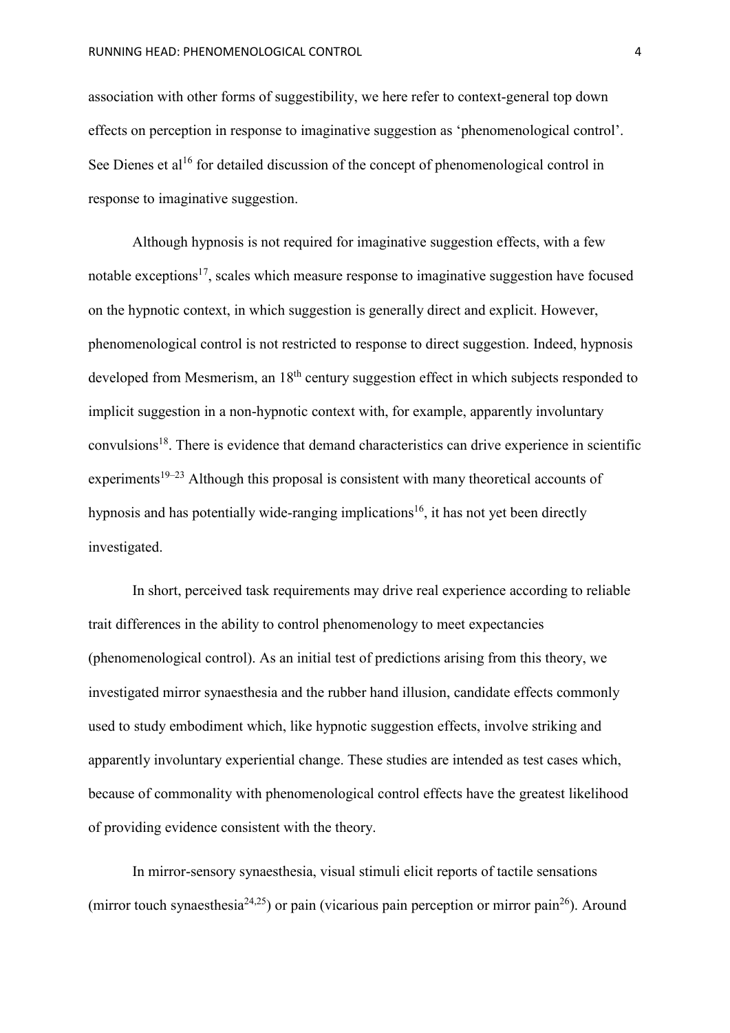association with other forms of suggestibility, we here refer to context-general top down effects on perception in response to imaginative suggestion as 'phenomenological control'. See Dienes et al[16] for detailed discussion of the concept of phenomenological control in response to imaginative suggestion.

Although hypnosis is not required for imaginative suggestion effects, with a few notable exceptions[17], scales which measure response to imaginative suggestion have focused on the hypnotic context, in which suggestion is generally direct and explicit. However, phenomenological control is not restricted to response to direct suggestion. Indeed, hypnosis developed from Mesmerism, an 18th century suggestion effect in which subjects responded to implicit suggestion in a non-hypnotic context with, for example, apparently involuntary convulsions[18]. There is evidence that demand characteristics can drive experience in scientific experiments[19–23] Although this proposal is consistent with many theoretical accounts of hypnosis and has potentially wide-ranging implications[16], it has not yet been directly investigated.

In short, perceived task requirements may drive real experience according to reliable trait differences in the ability to control phenomenology to meet expectancies (phenomenological control). As an initial test of predictions arising from this theory, we investigated mirror synaesthesia and the rubber hand illusion, candidate effects commonly used to study embodiment which, like hypnotic suggestion effects, involve striking and apparently involuntary experiential change. These studies are intended as test cases which, because of commonality with phenomenological control effects have the greatest likelihood of providing evidence consistent with the theory.

In mirror-sensory synaesthesia, visual stimuli elicit reports of tactile sensations (mirror touch synaesthesia[24,25]) or pain (vicarious pain perception or mirror pain[26]). Around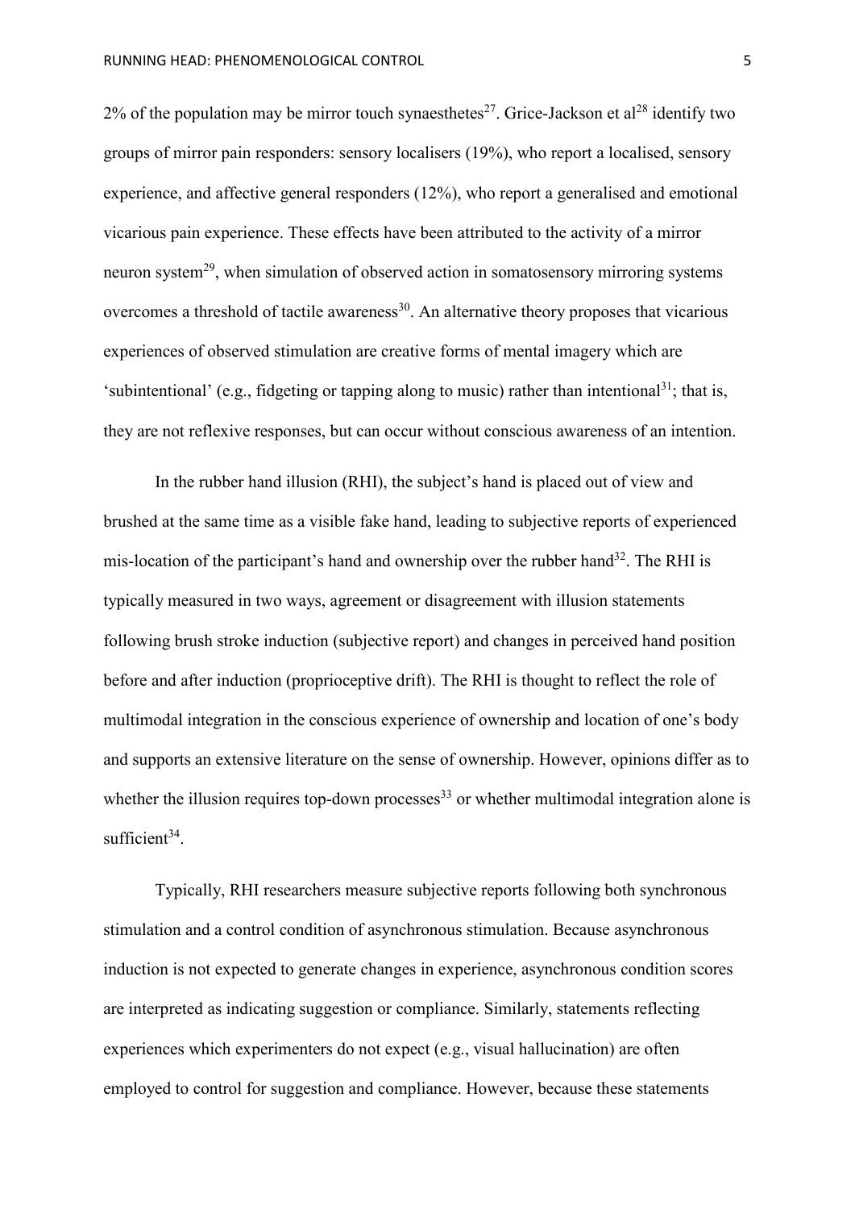2% of the population may be mirror touch synaesthetes[27]. Grice-Jackson et al[28] identify two groups of mirror pain responders: sensory localisers (19%), who report a localised, sensory experience, and affective general responders (12%), who report a generalised and emotional vicarious pain experience. These effects have been attributed to the activity of a mirror neuron system[29], when simulation of observed action in somatosensory mirroring systems overcomes a threshold of tactile awareness[30]. An alternative theory proposes that vicarious experiences of observed stimulation are creative forms of mental imagery which are 'subintentional' (e.g., fidgeting or tapping along to music) rather than intentional[31]; that is, they are not reflexive responses, but can occur without conscious awareness of an intention.

In the rubber hand illusion (RHI), the subject's hand is placed out of view and brushed at the same time as a visible fake hand, leading to subjective reports of experienced mis-location of the participant's hand and ownership over the rubber hand[32]. The RHI is typically measured in two ways, agreement or disagreement with illusion statements following brush stroke induction (subjective report) and changes in perceived hand position before and after induction (proprioceptive drift). The RHI is thought to reflect the role of multimodal integration in the conscious experience of ownership and location of one's body and supports an extensive literature on the sense of ownership. However, opinions differ as to whether the illusion requires top-down processes[33] or whether multimodal integration alone is sufficient[34].

Typically, RHI researchers measure subjective reports following both synchronous stimulation and a control condition of asynchronous stimulation. Because asynchronous induction is not expected to generate changes in experience, asynchronous condition scores are interpreted as indicating suggestion or compliance. Similarly, statements reflecting experiences which experimenters do not expect (e.g., visual hallucination) are often employed to control for suggestion and compliance. However, because these statements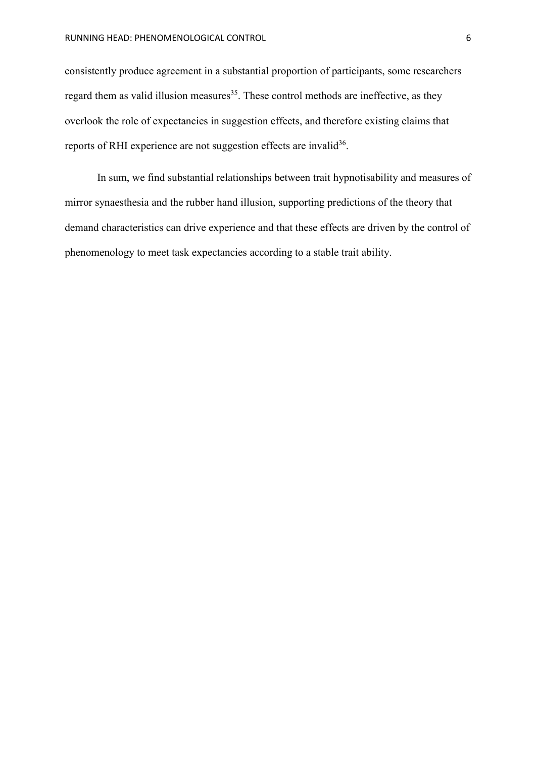consistently produce agreement in a substantial proportion of participants, some researchers regard them as valid illusion measures[35]. These control methods are ineffective, as they overlook the role of expectancies in suggestion effects, and therefore existing claims that reports of RHI experience are not suggestion effects are invalid[36].

In sum, we find substantial relationships between trait hypnotisability and measures of mirror synaesthesia and the rubber hand illusion, supporting predictions of the theory that demand characteristics can drive experience and that these effects are driven by the control of phenomenology to meet task expectancies according to a stable trait ability.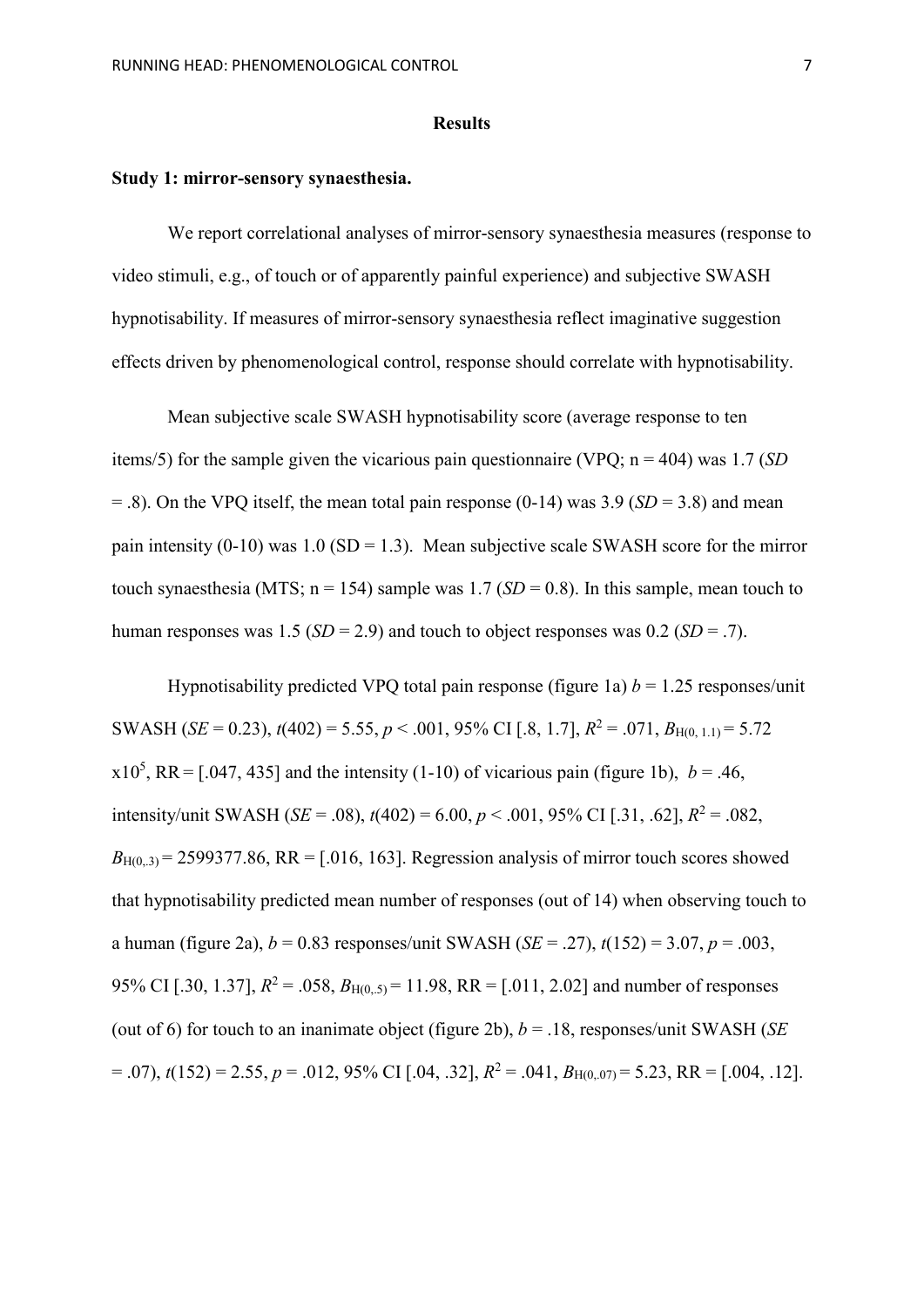**Results**

**Study 1: mirror-sensory synaesthesia.**

We report correlational analyses of mirror-sensory synaesthesia measures (response to video stimuli, e.g., of touch or of apparently painful experience) and subjective SWASH hypnotisability. If measures of mirror-sensory synaesthesia reflect imaginative suggestion effects driven by phenomenological control, response should correlate with hypnotisability.

Mean subjective scale SWASH hypnotisability score (average response to ten items/5) for the sample given the vicarious pain questionnaire (VPQ; n = 404) was 1.7 (*SD* = .8). On the VPQ itself, the mean total pain response (0-14) was 3.9 (*SD* = 3.8) and mean pain intensity (0-10) was 1.0 (SD = 1.3). Mean subjective scale SWASH score for the mirror touch synaesthesia (MTS; n = 154) sample was 1.7 (*SD* = 0.8). In this sample, mean touch to human responses was 1.5 (*SD* = 2.9) and touch to object responses was 0.2 (*SD* = .7).

Hypnotisability predicted VPQ total pain response (figure 1a) $b$ = 1.25 responses/unit SWASH (*SE* = 0.23), $t(402) = 5.55$, $p < .001$, 95% CI [.8, 1.7], $R^2 = .071$, $B_{H(0,\ 1.1)} = 5.72 \times 10^5$, RR = [.047, 435] and the intensity (1-10) of vicarious pain (figure 1b), $b = .46$, intensity/unit SWASH (*SE* = .08), $t(402) = 6.00$, $p < .001$, 95% CI [.31, .62], $R^2 = .082$, $B_{H(0,.3)} = 2599377.86$, RR = [.016, 163]. Regression analysis of mirror touch scores showed that hypnotisability predicted mean number of responses (out of 14) when observing touch to a human (figure 2a), $b = 0.83$ responses/unit SWASH (*SE* = .27), $t(152) = 3.07$, $p = .003$, 95% CI [.30, 1.37], $R^2 = .058$, $B_{H(0,.5)} = 11.98$, RR = [.011, 2.02] and number of responses (out of 6) for touch to an inanimate object (figure 2b), $b = .18$, responses/unit SWASH (*SE* = .07), $t(152) = 2.55$, $p = .012$, 95% CI [.04, .32], $R^2 = .041$, $B_{H(0,.07)} = 5.23$, RR = [.004, .12].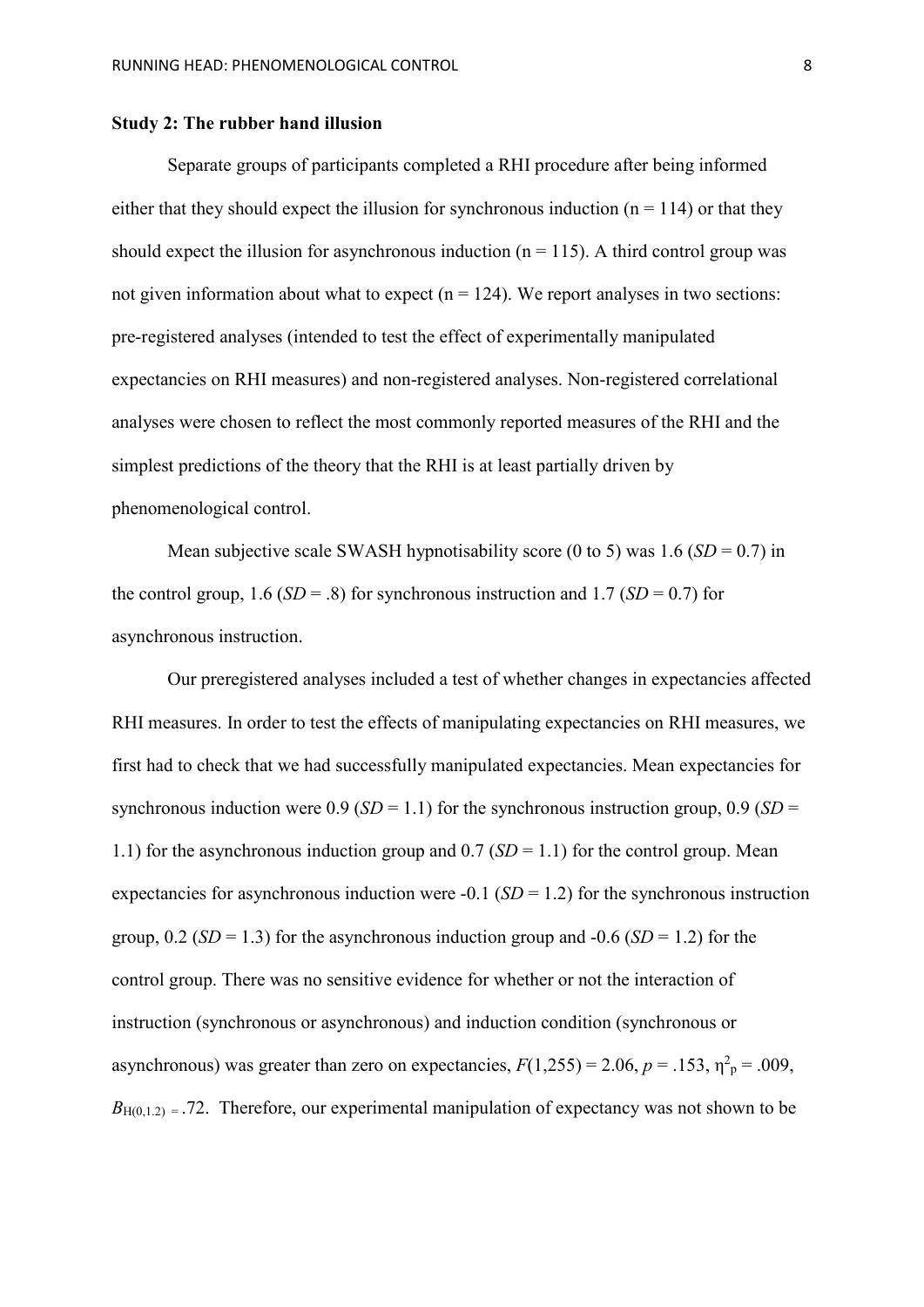**Study 2: The rubber hand illusion**

Separate groups of participants completed a RHI procedure after being informed either that they should expect the illusion for synchronous induction (n = 114) or that they should expect the illusion for asynchronous induction (n = 115). A third control group was not given information about what to expect (n = 124). We report analyses in two sections: pre-registered analyses (intended to test the effect of experimentally manipulated expectancies on RHI measures) and non-registered analyses. Non-registered correlational analyses were chosen to reflect the most commonly reported measures of the RHI and the simplest predictions of the theory that the RHI is at least partially driven by phenomenological control.

Mean subjective scale SWASH hypnotisability score (0 to 5) was 1.6 (*SD* = 0.7) in the control group, 1.6 (*SD* = .8) for synchronous instruction and 1.7 (*SD* = 0.7) for asynchronous instruction.

Our preregistered analyses included a test of whether changes in expectancies affected RHI measures. In order to test the effects of manipulating expectancies on RHI measures, we first had to check that we had successfully manipulated expectancies. Mean expectancies for synchronous induction were 0.9 (*SD* = 1.1) for the synchronous instruction group, 0.9 (*SD* = 1.1) for the asynchronous induction group and 0.7 (*SD* = 1.1) for the control group. Mean expectancies for asynchronous induction were -0.1 (*SD* = 1.2) for the synchronous instruction group, 0.2 (*SD* = 1.3) for the asynchronous induction group and -0.6 (*SD* = 1.2) for the control group. There was no sensitive evidence for whether or not the interaction of instruction (synchronous or asynchronous) and induction condition (synchronous or asynchronous) was greater than zero on expectancies, $F(1,255) = 2.06$, $p = .153$, $\eta^2_p = .009$, $B_{H(0,1.2)} = .72$. Therefore, our experimental manipulation of expectancy was not shown to be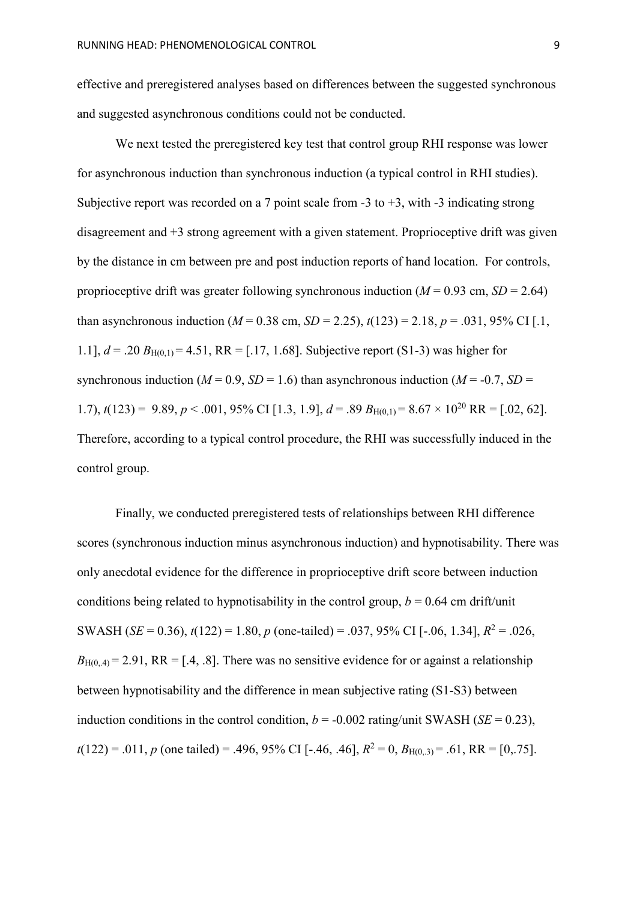effective and preregistered analyses based on differences between the suggested synchronous and suggested asynchronous conditions could not be conducted.

We next tested the preregistered key test that control group RHI response was lower for asynchronous induction than synchronous induction (a typical control in RHI studies). Subjective report was recorded on a 7 point scale from -3 to +3, with -3 indicating strong disagreement and +3 strong agreement with a given statement. Proprioceptive drift was given by the distance in cm between pre and post induction reports of hand location. For controls, proprioceptive drift was greater following synchronous induction ($M$ = 0.93 cm, $SD$ = 2.64) than asynchronous induction ($M$ = 0.38 cm, $SD$ = 2.25), $t(123) = 2.18$, $p = .031$, 95% CI [.1, 1.1], $d = .20$ $B_{H(0,1)} = 4.51$, RR = [.17, 1.68]. Subjective report (S1-3) was higher for synchronous induction ($M$ = 0.9, $SD$ = 1.6) than asynchronous induction ($M$ = -0.7, $SD$ = 1.7), $t(123) = 9.89$, $p < .001$, 95% CI [1.3, 1.9], $d = .89$ $B_{H(0,1)} = 8.67 \times 10^{20}$ RR = [.02, 62]. Therefore, according to a typical control procedure, the RHI was successfully induced in the control group.

Finally, we conducted preregistered tests of relationships between RHI difference scores (synchronous induction minus asynchronous induction) and hypnotisability. There was only anecdotal evidence for the difference in proprioceptive drift score between induction conditions being related to hypnotisability in the control group, $b$ = 0.64 cm drift/unit SWASH ($SE$ = 0.36), $t(122) = 1.80$, $p$ (one-tailed) = .037, 95% CI [-.06, 1.34], $R^2 = .026$, $B_{H(0,.4)} = 2.91$, RR = [.4, .8]. There was no sensitive evidence for or against a relationship between hypnotisability and the difference in mean subjective rating (S1-S3) between induction conditions in the control condition, $b$ = -0.002 rating/unit SWASH ($SE$ = 0.23), $t(122) = .011$, $p$ (one tailed) = .496, 95% CI [-.46, .46], $R^2 = 0$, $B_{H(0,.3)} = .61$, RR = [0,.75].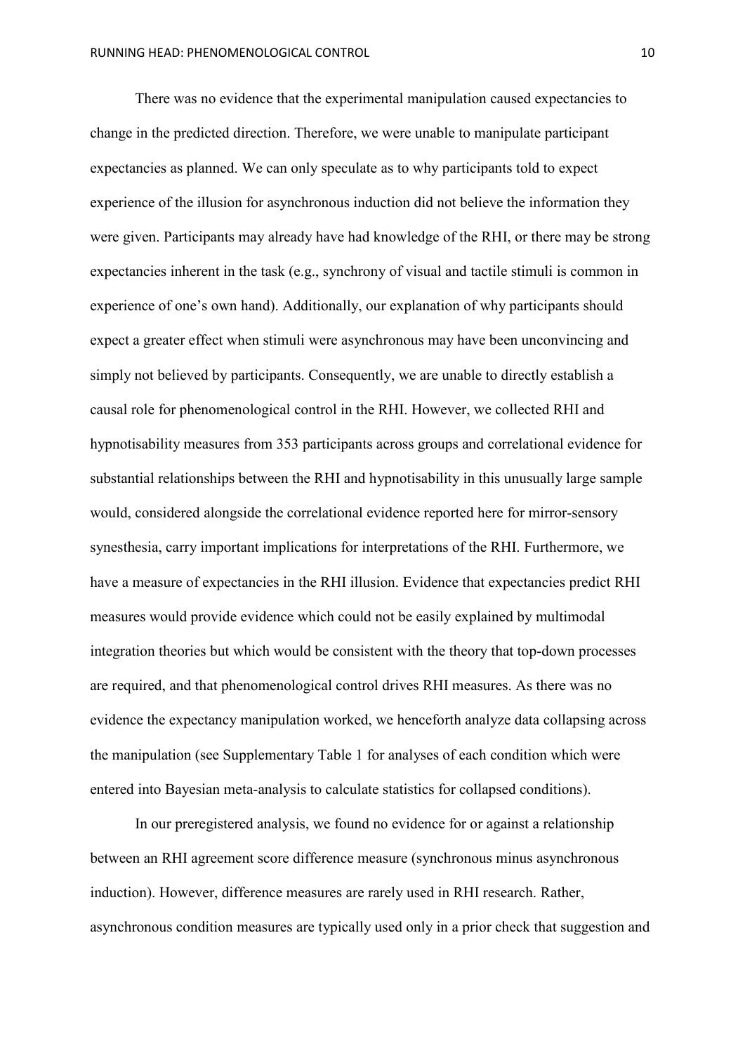There was no evidence that the experimental manipulation caused expectancies to change in the predicted direction. Therefore, we were unable to manipulate participant expectancies as planned. We can only speculate as to why participants told to expect experience of the illusion for asynchronous induction did not believe the information they were given. Participants may already have had knowledge of the RHI, or there may be strong expectancies inherent in the task (e.g., synchrony of visual and tactile stimuli is common in experience of one's own hand). Additionally, our explanation of why participants should expect a greater effect when stimuli were asynchronous may have been unconvincing and simply not believed by participants. Consequently, we are unable to directly establish a causal role for phenomenological control in the RHI. However, we collected RHI and hypnotisability measures from 353 participants across groups and correlational evidence for substantial relationships between the RHI and hypnotisability in this unusually large sample would, considered alongside the correlational evidence reported here for mirror-sensory synesthesia, carry important implications for interpretations of the RHI. Furthermore, we have a measure of expectancies in the RHI illusion. Evidence that expectancies predict RHI measures would provide evidence which could not be easily explained by multimodal integration theories but which would be consistent with the theory that top-down processes are required, and that phenomenological control drives RHI measures. As there was no evidence the expectancy manipulation worked, we henceforth analyze data collapsing across the manipulation (see Supplementary Table 1 for analyses of each condition which were entered into Bayesian meta-analysis to calculate statistics for collapsed conditions).

In our preregistered analysis, we found no evidence for or against a relationship between an RHI agreement score difference measure (synchronous minus asynchronous induction). However, difference measures are rarely used in RHI research. Rather, asynchronous condition measures are typically used only in a prior check that suggestion and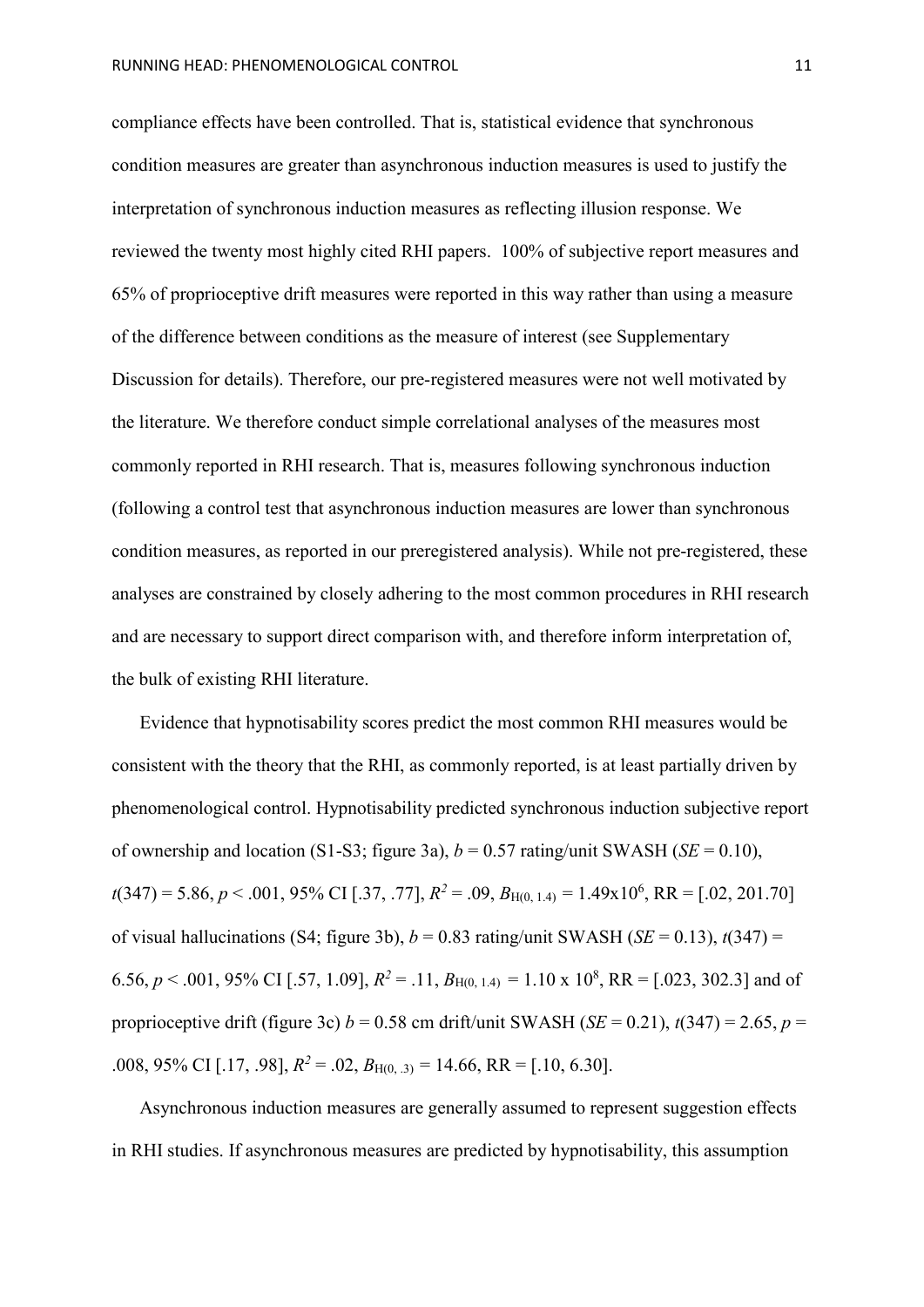compliance effects have been controlled. That is, statistical evidence that synchronous condition measures are greater than asynchronous induction measures is used to justify the interpretation of synchronous induction measures as reflecting illusion response. We reviewed the twenty most highly cited RHI papers. 100% of subjective report measures and 65% of proprioceptive drift measures were reported in this way rather than using a measure of the difference between conditions as the measure of interest (see Supplementary Discussion for details). Therefore, our pre-registered measures were not well motivated by the literature. We therefore conduct simple correlational analyses of the measures most commonly reported in RHI research. That is, measures following synchronous induction (following a control test that asynchronous induction measures are lower than synchronous condition measures, as reported in our preregistered analysis). While not pre-registered, these analyses are constrained by closely adhering to the most common procedures in RHI research and are necessary to support direct comparison with, and therefore inform interpretation of, the bulk of existing RHI literature.

Evidence that hypnotisability scores predict the most common RHI measures would be consistent with the theory that the RHI, as commonly reported, is at least partially driven by phenomenological control. Hypnotisability predicted synchronous induction subjective report of ownership and location (S1-S3; figure 3a), $b = 0.57$ rating/unit SWASH ($SE = 0.10$), $t(347) = 5.86$, $p < .001$, 95% CI [.37, .77], $R^2 = .09$, $B_{H(0, 1.4)} = 1.49\text{x}10^6$, RR = [.02, 201.70] of visual hallucinations (S4; figure 3b), $b = 0.83$ rating/unit SWASH ($SE = 0.13$), $t(347) = 6.56$, $p < .001$, 95% CI [.57, 1.09], $R^2 = .11$, $B_{H(0, 1.4)} = 1.10 \text{ x } 10^8$, RR = [.023, 302.3] and of proprioceptive drift (figure 3c) $b = 0.58$ cm drift/unit SWASH ($SE = 0.21$), $t(347) = 2.65$, $p = .008$, 95% CI [.17, .98], $R^2 = .02$, $B_{H(0, .3)} = 14.66$, RR = [.10, 6.30].

Asynchronous induction measures are generally assumed to represent suggestion effects in RHI studies. If asynchronous measures are predicted by hypnotisability, this assumption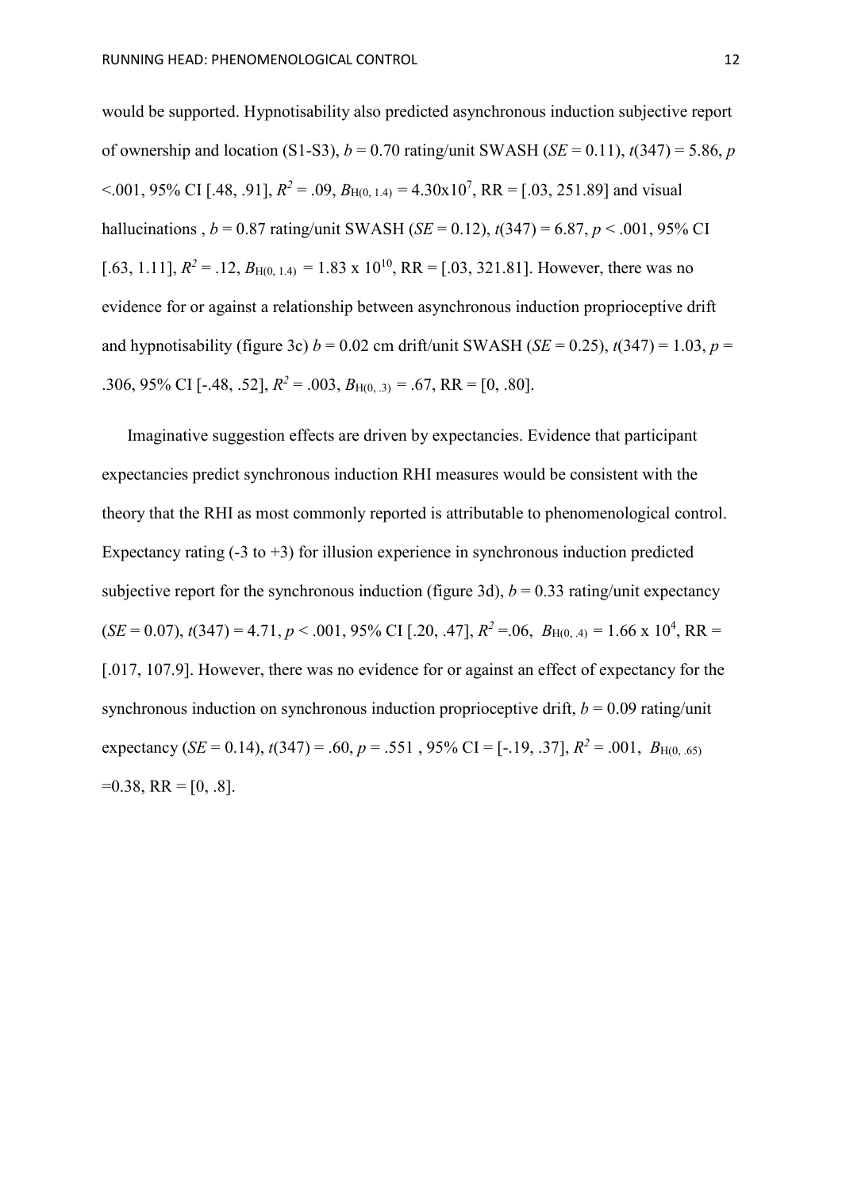would be supported. Hypnotisability also predicted asynchronous induction subjective report of ownership and location (S1-S3), $b = 0.70$ rating/unit SWASH ($SE = 0.11$), $t(347) = 5.86$, $p < .001$, 95% CI [.48, .91], $R^2 = .09$, $B_{H(0, 1.4)} = 4.30 \times 10^7$, RR = [.03, 251.89] and visual hallucinations , $b = 0.87$ rating/unit SWASH ($SE = 0.12$), $t(347) = 6.87$, $p < .001$, 95% CI [.63, 1.11], $R^2 = .12$, $B_{H(0, 1.4)} = 1.83 \times 10^{10}$, RR = [.03, 321.81]. However, there was no evidence for or against a relationship between asynchronous induction proprioceptive drift and hypnotisability (figure 3c) $b = 0.02$ cm drift/unit SWASH ($SE = 0.25$), $t(347) = 1.03$, $p = .306$, 95% CI [-.48, .52], $R^2 = .003$, $B_{H(0, .3)} = .67$, RR = [0, .80].

Imaginative suggestion effects are driven by expectancies. Evidence that participant expectancies predict synchronous induction RHI measures would be consistent with the theory that the RHI as most commonly reported is attributable to phenomenological control. Expectancy rating (-3 to +3) for illusion experience in synchronous induction predicted subjective report for the synchronous induction (figure 3d), $b = 0.33$ rating/unit expectancy ($SE = 0.07$), $t(347) = 4.71$, $p < .001$, 95% CI [.20, .47], $R^2 = .06$, $B_{H(0, .4)} = 1.66 \times 10^4$, RR = [.017, 107.9]. However, there was no evidence for or against an effect of expectancy for the synchronous induction on synchronous induction proprioceptive drift, $b = 0.09$ rating/unit expectancy ($SE = 0.14$), $t(347) = .60$, $p = .551$ , 95% CI = [-.19, .37], $R^2 = .001$, $B_{H(0, .65)} = 0.38$, RR = [0, .8].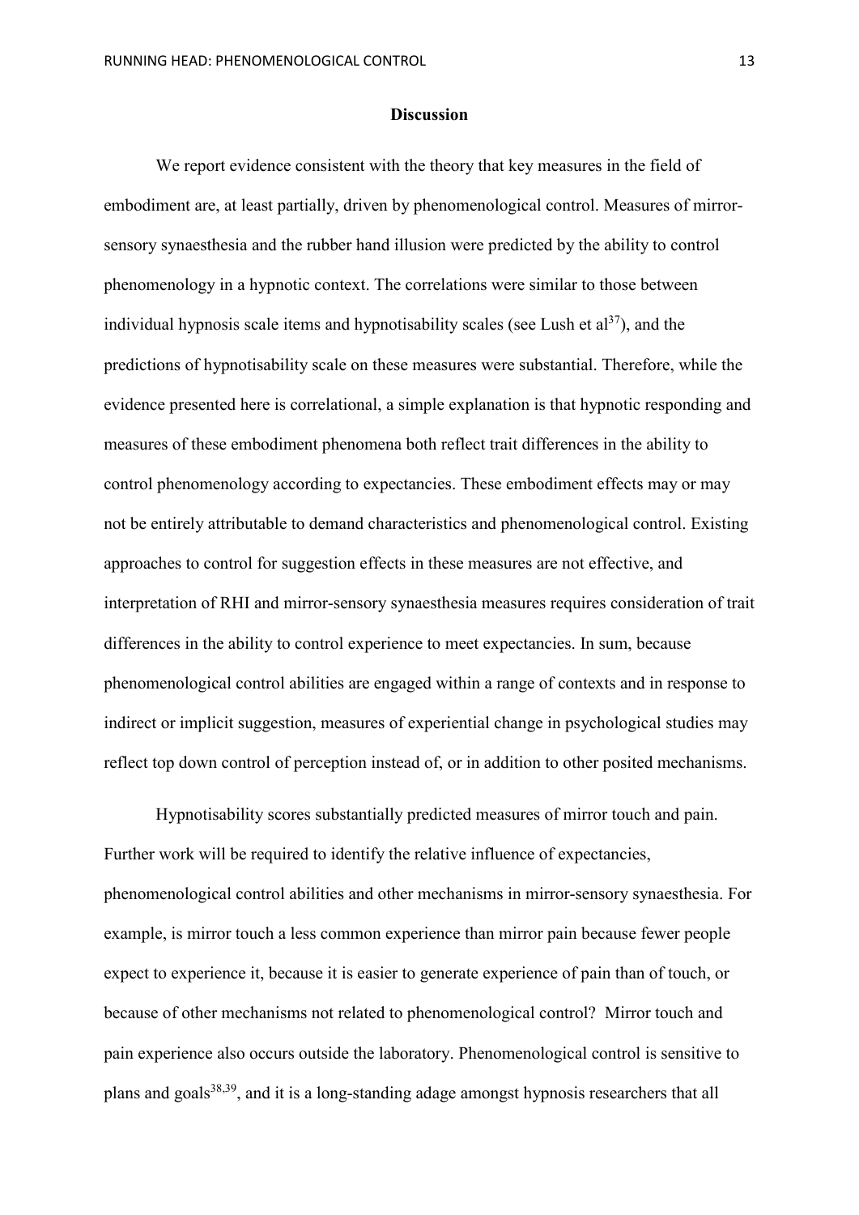## Discussion

We report evidence consistent with the theory that key measures in the field of embodiment are, at least partially, driven by phenomenological control. Measures of mirror-sensory synaesthesia and the rubber hand illusion were predicted by the ability to control phenomenology in a hypnotic context. The correlations were similar to those between individual hypnosis scale items and hypnotisability scales (see Lush et al[37]), and the predictions of hypnotisability scale on these measures were substantial. Therefore, while the evidence presented here is correlational, a simple explanation is that hypnotic responding and measures of these embodiment phenomena both reflect trait differences in the ability to control phenomenology according to expectancies. These embodiment effects may or may not be entirely attributable to demand characteristics and phenomenological control. Existing approaches to control for suggestion effects in these measures are not effective, and interpretation of RHI and mirror-sensory synaesthesia measures requires consideration of trait differences in the ability to control experience to meet expectancies. In sum, because phenomenological control abilities are engaged within a range of contexts and in response to indirect or implicit suggestion, measures of experiential change in psychological studies may reflect top down control of perception instead of, or in addition to other posited mechanisms.

Hypnotisability scores substantially predicted measures of mirror touch and pain. Further work will be required to identify the relative influence of expectancies, phenomenological control abilities and other mechanisms in mirror-sensory synaesthesia. For example, is mirror touch a less common experience than mirror pain because fewer people expect to experience it, because it is easier to generate experience of pain than of touch, or because of other mechanisms not related to phenomenological control? Mirror touch and pain experience also occurs outside the laboratory. Phenomenological control is sensitive to plans and goals[38,39], and it is a long-standing adage amongst hypnosis researchers that all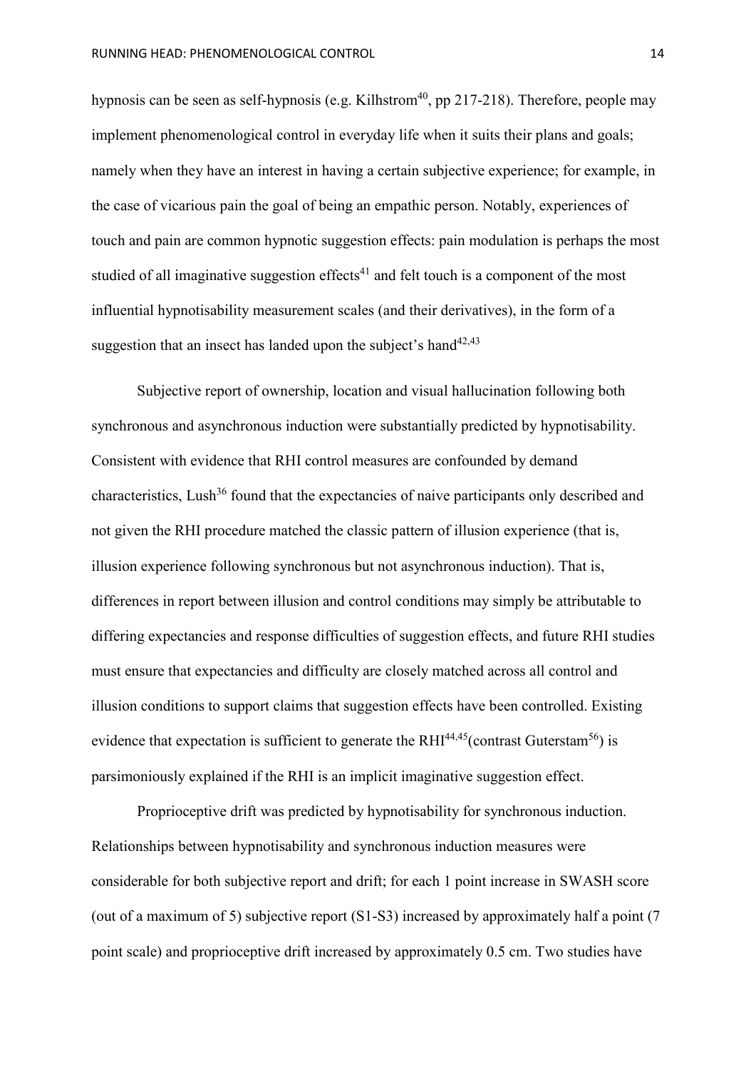hypnosis can be seen as self-hypnosis (e.g. Kilhstrom[40], pp 217-218). Therefore, people may implement phenomenological control in everyday life when it suits their plans and goals; namely when they have an interest in having a certain subjective experience; for example, in the case of vicarious pain the goal of being an empathic person. Notably, experiences of touch and pain are common hypnotic suggestion effects: pain modulation is perhaps the most studied of all imaginative suggestion effects[41] and felt touch is a component of the most influential hypnotisability measurement scales (and their derivatives), in the form of a suggestion that an insect has landed upon the subject's hand[42,43]

Subjective report of ownership, location and visual hallucination following both synchronous and asynchronous induction were substantially predicted by hypnotisability. Consistent with evidence that RHI control measures are confounded by demand characteristics, Lush[36] found that the expectancies of naive participants only described and not given the RHI procedure matched the classic pattern of illusion experience (that is, illusion experience following synchronous but not asynchronous induction). That is, differences in report between illusion and control conditions may simply be attributable to differing expectancies and response difficulties of suggestion effects, and future RHI studies must ensure that expectancies and difficulty are closely matched across all control and illusion conditions to support claims that suggestion effects have been controlled. Existing evidence that expectation is sufficient to generate the RHI[44,45](contrast Guterstam[56]) is parsimoniously explained if the RHI is an implicit imaginative suggestion effect.

Proprioceptive drift was predicted by hypnotisability for synchronous induction. Relationships between hypnotisability and synchronous induction measures were considerable for both subjective report and drift; for each 1 point increase in SWASH score (out of a maximum of 5) subjective report (S1-S3) increased by approximately half a point (7 point scale) and proprioceptive drift increased by approximately 0.5 cm. Two studies have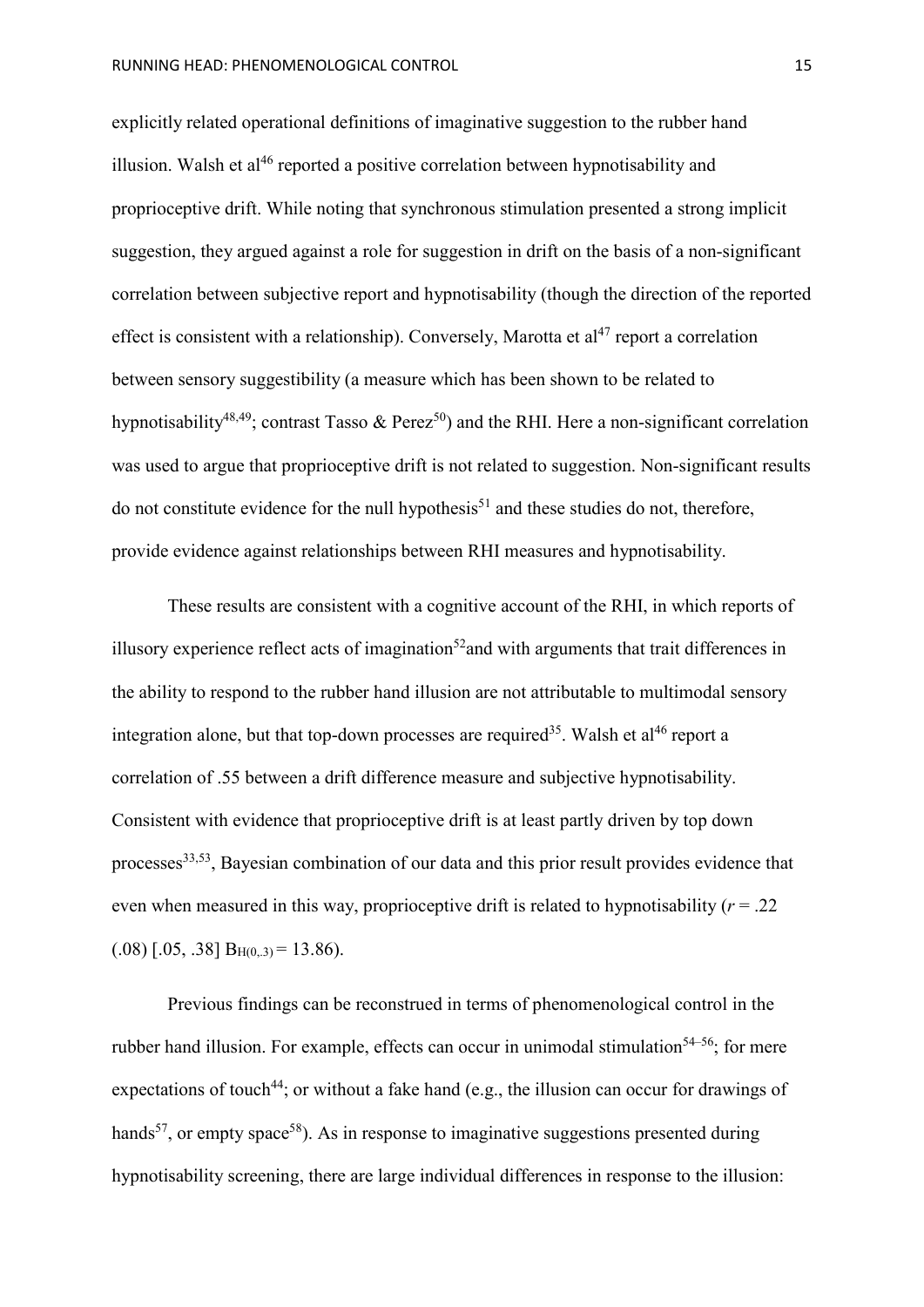explicitly related operational definitions of imaginative suggestion to the rubber hand illusion. Walsh et al[46] reported a positive correlation between hypnotisability and proprioceptive drift. While noting that synchronous stimulation presented a strong implicit suggestion, they argued against a role for suggestion in drift on the basis of a non-significant correlation between subjective report and hypnotisability (though the direction of the reported effect is consistent with a relationship). Conversely, Marotta et al[47] report a correlation between sensory suggestibility (a measure which has been shown to be related to hypnotisability[48,49]; contrast Tasso & Perez[50]) and the RHI. Here a non-significant correlation was used to argue that proprioceptive drift is not related to suggestion. Non-significant results do not constitute evidence for the null hypothesis[51] and these studies do not, therefore, provide evidence against relationships between RHI measures and hypnotisability.

These results are consistent with a cognitive account of the RHI, in which reports of illusory experience reflect acts of imagination[52]and with arguments that trait differences in the ability to respond to the rubber hand illusion are not attributable to multimodal sensory integration alone, but that top-down processes are required[35]. Walsh et al[46] report a correlation of .55 between a drift difference measure and subjective hypnotisability. Consistent with evidence that proprioceptive drift is at least partly driven by top down processes[33,53], Bayesian combination of our data and this prior result provides evidence that even when measured in this way, proprioceptive drift is related to hypnotisability ($r$ = .22 (.08) [.05, .38] $B_{H(0,.3)} = 13.86$).

Previous findings can be reconstrued in terms of phenomenological control in the rubber hand illusion. For example, effects can occur in unimodal stimulation[54–56]; for mere expectations of touch[44]; or without a fake hand (e.g., the illusion can occur for drawings of hands[57], or empty space[58]). As in response to imaginative suggestions presented during hypnotisability screening, there are large individual differences in response to the illusion: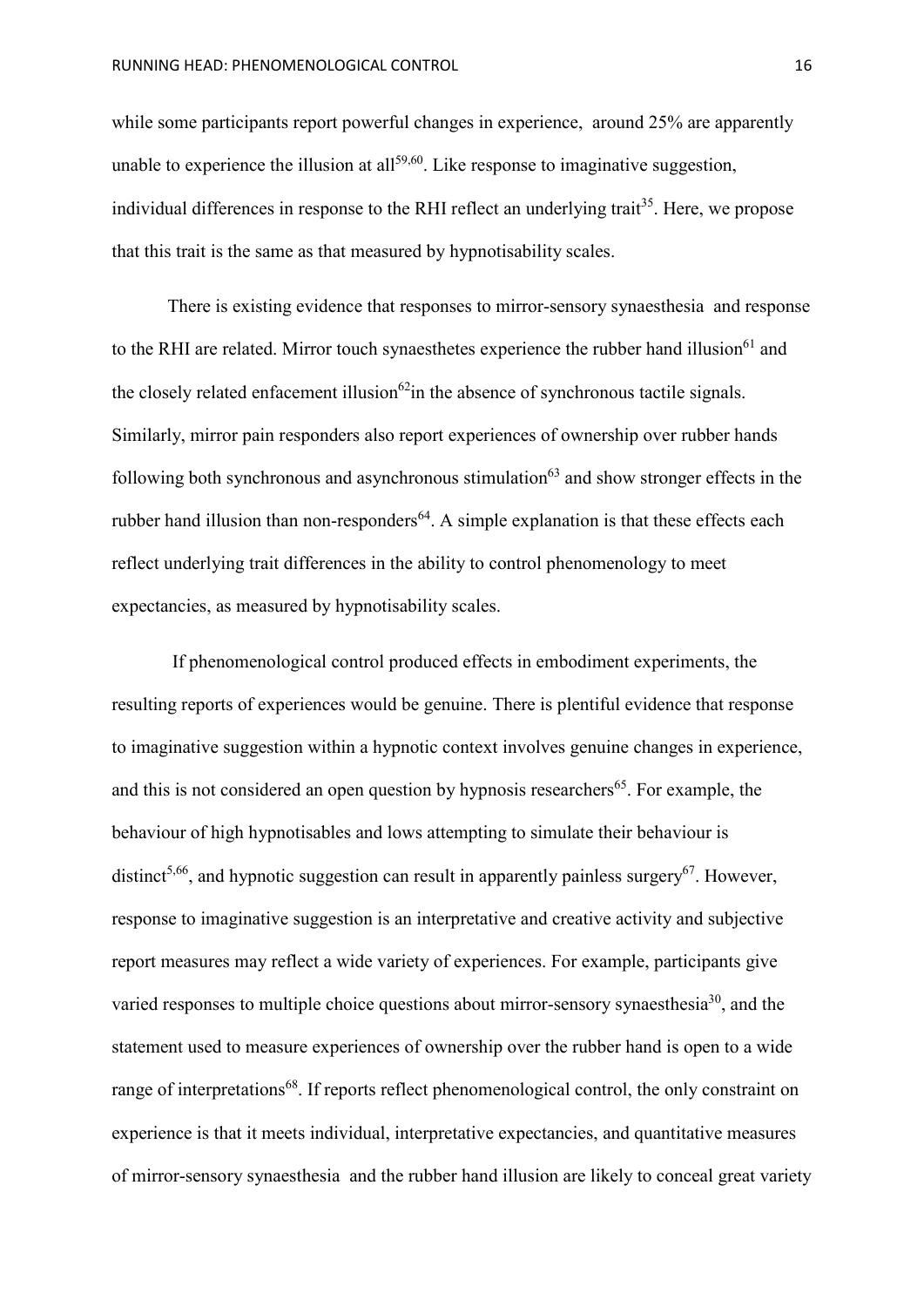while some participants report powerful changes in experience, around 25% are apparently unable to experience the illusion at all[59,60]. Like response to imaginative suggestion, individual differences in response to the RHI reflect an underlying trait[35]. Here, we propose that this trait is the same as that measured by hypnotisability scales.

There is existing evidence that responses to mirror-sensory synaesthesia and response to the RHI are related. Mirror touch synaesthetes experience the rubber hand illusion[61] and the closely related enfacement illusion[62]in the absence of synchronous tactile signals. Similarly, mirror pain responders also report experiences of ownership over rubber hands following both synchronous and asynchronous stimulation[63] and show stronger effects in the rubber hand illusion than non-responders[64]. A simple explanation is that these effects each reflect underlying trait differences in the ability to control phenomenology to meet expectancies, as measured by hypnotisability scales.

If phenomenological control produced effects in embodiment experiments, the resulting reports of experiences would be genuine. There is plentiful evidence that response to imaginative suggestion within a hypnotic context involves genuine changes in experience, and this is not considered an open question by hypnosis researchers[65]. For example, the behaviour of high hypnotisables and lows attempting to simulate their behaviour is distinct[5,66], and hypnotic suggestion can result in apparently painless surgery[67]. However, response to imaginative suggestion is an interpretative and creative activity and subjective report measures may reflect a wide variety of experiences. For example, participants give varied responses to multiple choice questions about mirror-sensory synaesthesia[30], and the statement used to measure experiences of ownership over the rubber hand is open to a wide range of interpretations[68]. If reports reflect phenomenological control, the only constraint on experience is that it meets individual, interpretative expectancies, and quantitative measures of mirror-sensory synaesthesia and the rubber hand illusion are likely to conceal great variety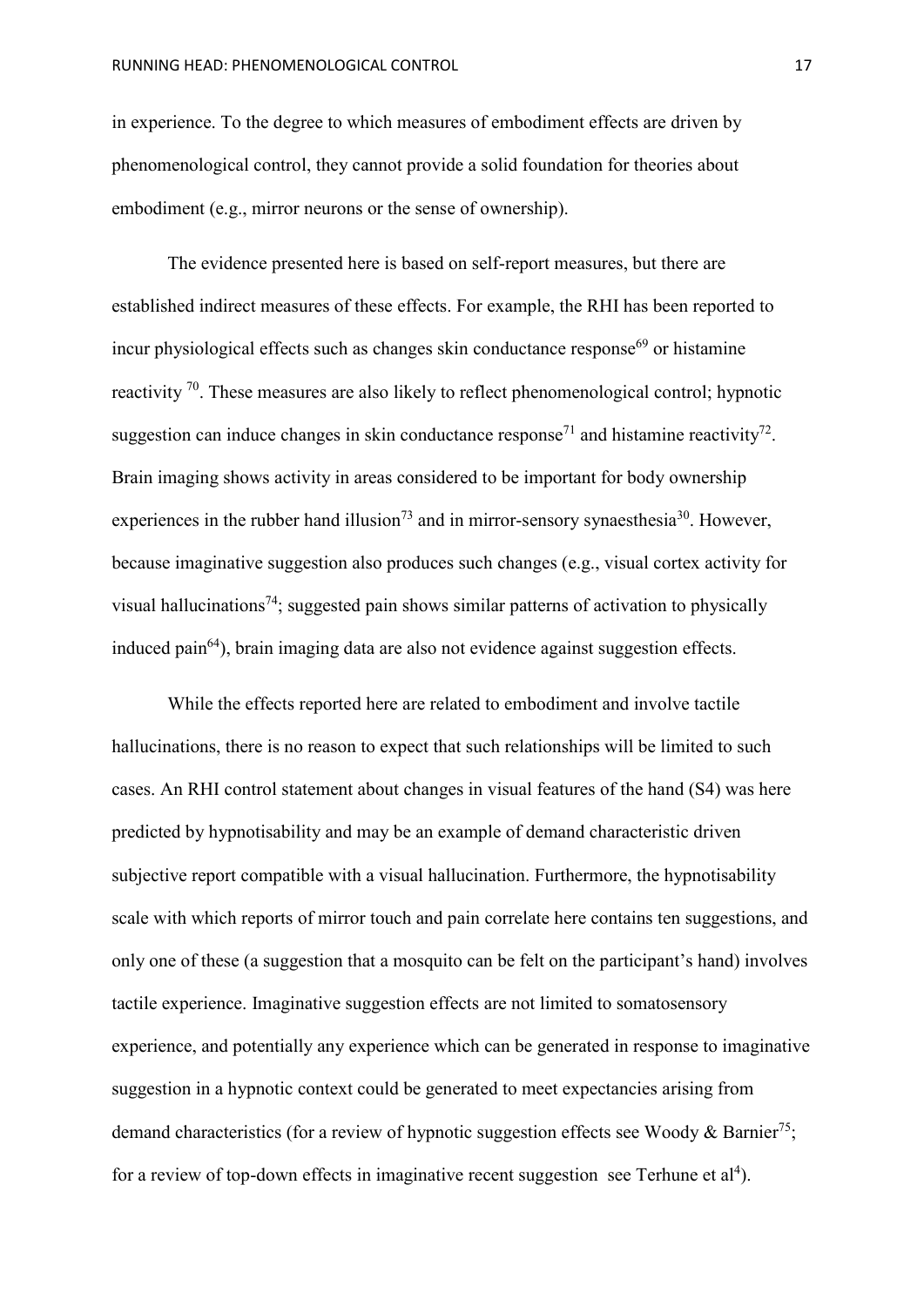in experience. To the degree to which measures of embodiment effects are driven by phenomenological control, they cannot provide a solid foundation for theories about embodiment (e.g., mirror neurons or the sense of ownership).

The evidence presented here is based on self-report measures, but there are established indirect measures of these effects. For example, the RHI has been reported to incur physiological effects such as changes skin conductance response[69] or histamine reactivity [70]. These measures are also likely to reflect phenomenological control; hypnotic suggestion can induce changes in skin conductance response[71] and histamine reactivity[72]. Brain imaging shows activity in areas considered to be important for body ownership experiences in the rubber hand illusion[73] and in mirror-sensory synaesthesia[30]. However, because imaginative suggestion also produces such changes (e.g., visual cortex activity for visual hallucinations[74]; suggested pain shows similar patterns of activation to physically induced pain[64]), brain imaging data are also not evidence against suggestion effects.

While the effects reported here are related to embodiment and involve tactile hallucinations, there is no reason to expect that such relationships will be limited to such cases. An RHI control statement about changes in visual features of the hand (S4) was here predicted by hypnotisability and may be an example of demand characteristic driven subjective report compatible with a visual hallucination. Furthermore, the hypnotisability scale with which reports of mirror touch and pain correlate here contains ten suggestions, and only one of these (a suggestion that a mosquito can be felt on the participant's hand) involves tactile experience. Imaginative suggestion effects are not limited to somatosensory experience, and potentially any experience which can be generated in response to imaginative suggestion in a hypnotic context could be generated to meet expectancies arising from demand characteristics (for a review of hypnotic suggestion effects see Woody & Barnier[75]; for a review of top-down effects in imaginative recent suggestion  see Terhune et al[4]).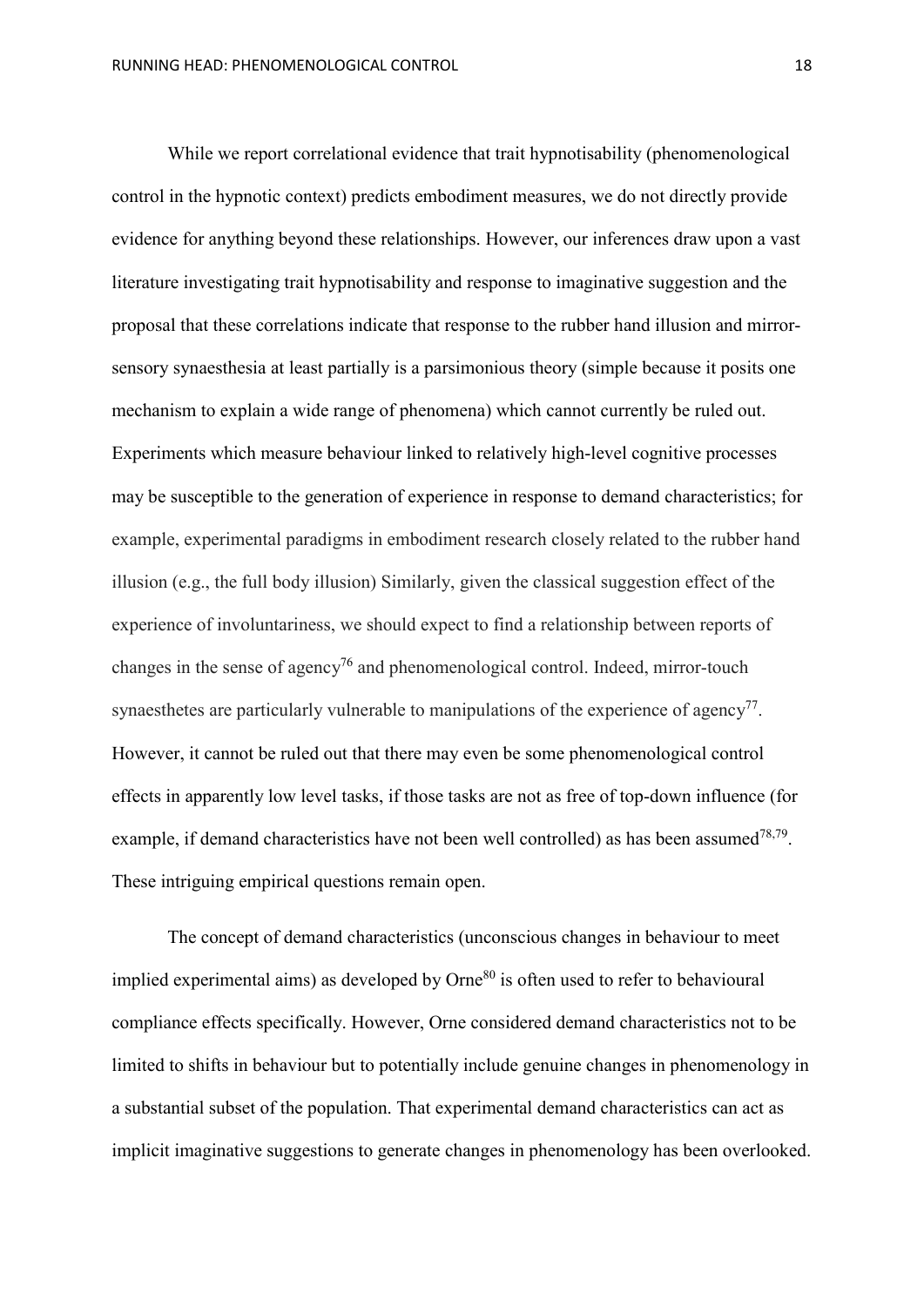While we report correlational evidence that trait hypnotisability (phenomenological control in the hypnotic context) predicts embodiment measures, we do not directly provide evidence for anything beyond these relationships. However, our inferences draw upon a vast literature investigating trait hypnotisability and response to imaginative suggestion and the proposal that these correlations indicate that response to the rubber hand illusion and mirror-sensory synaesthesia at least partially is a parsimonious theory (simple because it posits one mechanism to explain a wide range of phenomena) which cannot currently be ruled out. Experiments which measure behaviour linked to relatively high-level cognitive processes may be susceptible to the generation of experience in response to demand characteristics; for example, experimental paradigms in embodiment research closely related to the rubber hand illusion (e.g., the full body illusion) Similarly, given the classical suggestion effect of the experience of involuntariness, we should expect to find a relationship between reports of changes in the sense of agency[76] and phenomenological control. Indeed, mirror-touch synaesthetes are particularly vulnerable to manipulations of the experience of agency[77]. However, it cannot be ruled out that there may even be some phenomenological control effects in apparently low level tasks, if those tasks are not as free of top-down influence (for example, if demand characteristics have not been well controlled) as has been assumed[78,79]. These intriguing empirical questions remain open.

The concept of demand characteristics (unconscious changes in behaviour to meet implied experimental aims) as developed by Orne[80] is often used to refer to behavioural compliance effects specifically. However, Orne considered demand characteristics not to be limited to shifts in behaviour but to potentially include genuine changes in phenomenology in a substantial subset of the population. That experimental demand characteristics can act as implicit imaginative suggestions to generate changes in phenomenology has been overlooked.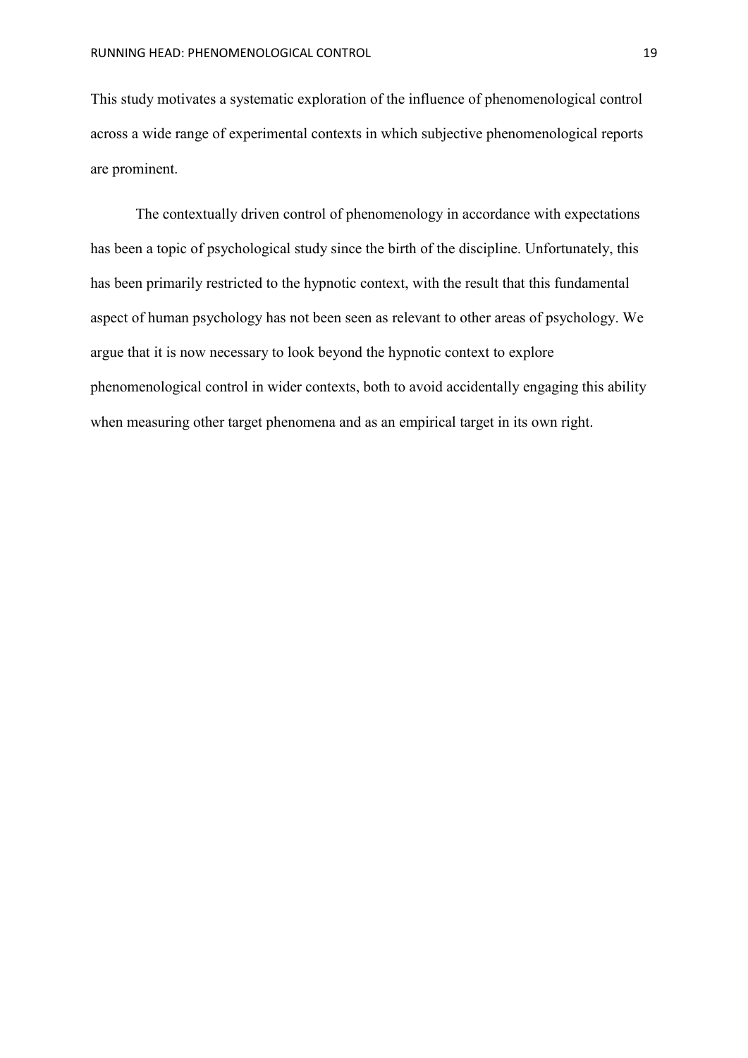This study motivates a systematic exploration of the influence of phenomenological control across a wide range of experimental contexts in which subjective phenomenological reports are prominent.

The contextually driven control of phenomenology in accordance with expectations has been a topic of psychological study since the birth of the discipline. Unfortunately, this has been primarily restricted to the hypnotic context, with the result that this fundamental aspect of human psychology has not been seen as relevant to other areas of psychology. We argue that it is now necessary to look beyond the hypnotic context to explore phenomenological control in wider contexts, both to avoid accidentally engaging this ability when measuring other target phenomena and as an empirical target in its own right.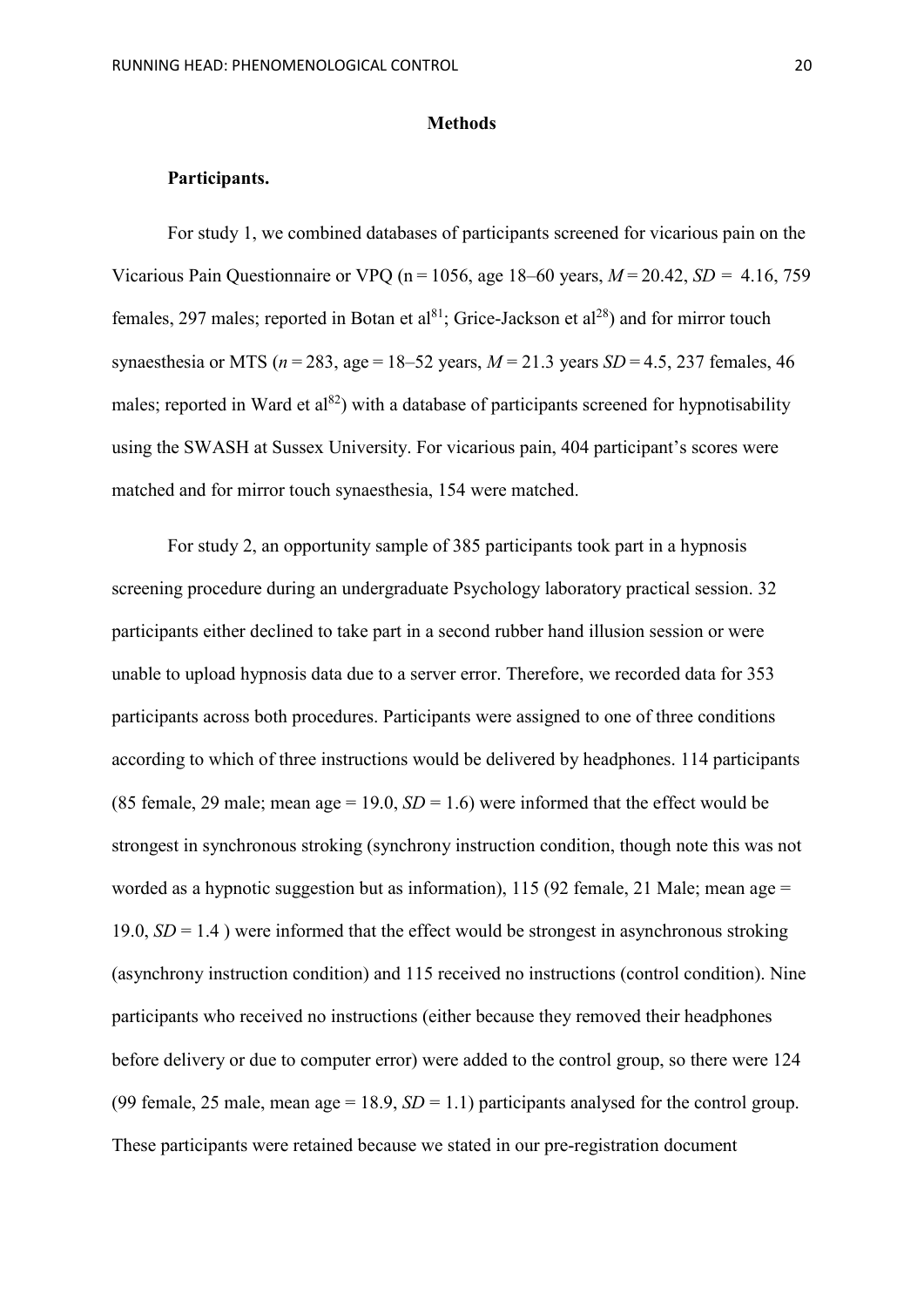**Methods**

**Participants.**

For study 1, we combined databases of participants screened for vicarious pain on the Vicarious Pain Questionnaire or VPQ (n = 1056, age 18–60 years, *M* = 20.42, *SD* = 4.16, 759 females, 297 males; reported in Botan et al[81]; Grice-Jackson et al[28]) and for mirror touch synaesthesia or MTS (*n* = 283, age = 18–52 years, *M* = 21.3 years *SD* = 4.5, 237 females, 46 males; reported in Ward et al[82]) with a database of participants screened for hypnotisability using the SWASH at Sussex University. For vicarious pain, 404 participant's scores were matched and for mirror touch synaesthesia, 154 were matched.

For study 2, an opportunity sample of 385 participants took part in a hypnosis screening procedure during an undergraduate Psychology laboratory practical session. 32 participants either declined to take part in a second rubber hand illusion session or were unable to upload hypnosis data due to a server error. Therefore, we recorded data for 353 participants across both procedures. Participants were assigned to one of three conditions according to which of three instructions would be delivered by headphones. 114 participants (85 female, 29 male; mean age = 19.0, *SD* = 1.6) were informed that the effect would be strongest in synchronous stroking (synchrony instruction condition, though note this was not worded as a hypnotic suggestion but as information), 115 (92 female, 21 Male; mean age = 19.0, *SD* = 1.4 ) were informed that the effect would be strongest in asynchronous stroking (asynchrony instruction condition) and 115 received no instructions (control condition). Nine participants who received no instructions (either because they removed their headphones before delivery or due to computer error) were added to the control group, so there were 124 (99 female, 25 male, mean age = 18.9, *SD* = 1.1) participants analysed for the control group. These participants were retained because we stated in our pre-registration document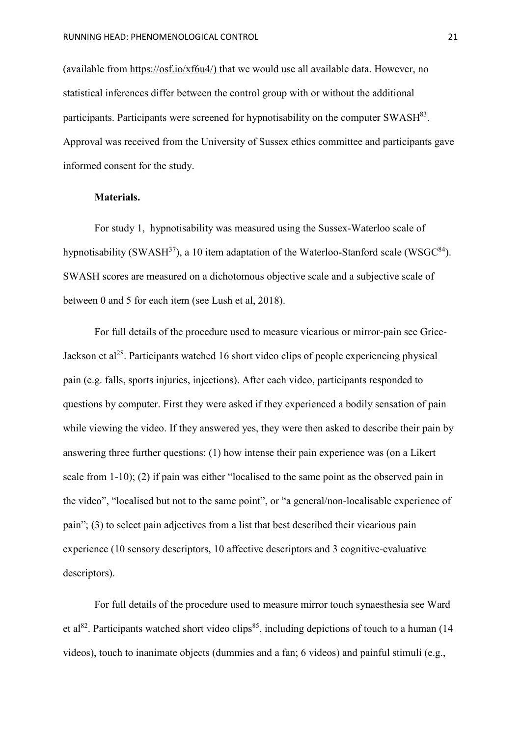(available from https://osf.io/xf6u4/) that we would use all available data. However, no statistical inferences differ between the control group with or without the additional participants. Participants were screened for hypnotisability on the computer SWASH[83]. Approval was received from the University of Sussex ethics committee and participants gave informed consent for the study.

**Materials.**

For study 1, hypnotisability was measured using the Sussex-Waterloo scale of hypnotisability (SWASH[37]), a 10 item adaptation of the Waterloo-Stanford scale (WSGC[84]). SWASH scores are measured on a dichotomous objective scale and a subjective scale of between 0 and 5 for each item (see Lush et al, 2018).

For full details of the procedure used to measure vicarious or mirror-pain see Grice-Jackson et al[28]. Participants watched 16 short video clips of people experiencing physical pain (e.g. falls, sports injuries, injections). After each video, participants responded to questions by computer. First they were asked if they experienced a bodily sensation of pain while viewing the video. If they answered yes, they were then asked to describe their pain by answering three further questions: (1) how intense their pain experience was (on a Likert scale from 1-10); (2) if pain was either "localised to the same point as the observed pain in the video", "localised but not to the same point", or "a general/non-localisable experience of pain"; (3) to select pain adjectives from a list that best described their vicarious pain experience (10 sensory descriptors, 10 affective descriptors and 3 cognitive-evaluative descriptors).

For full details of the procedure used to measure mirror touch synaesthesia see Ward et al[82]. Participants watched short video clips[85], including depictions of touch to a human (14 videos), touch to inanimate objects (dummies and a fan; 6 videos) and painful stimuli (e.g.,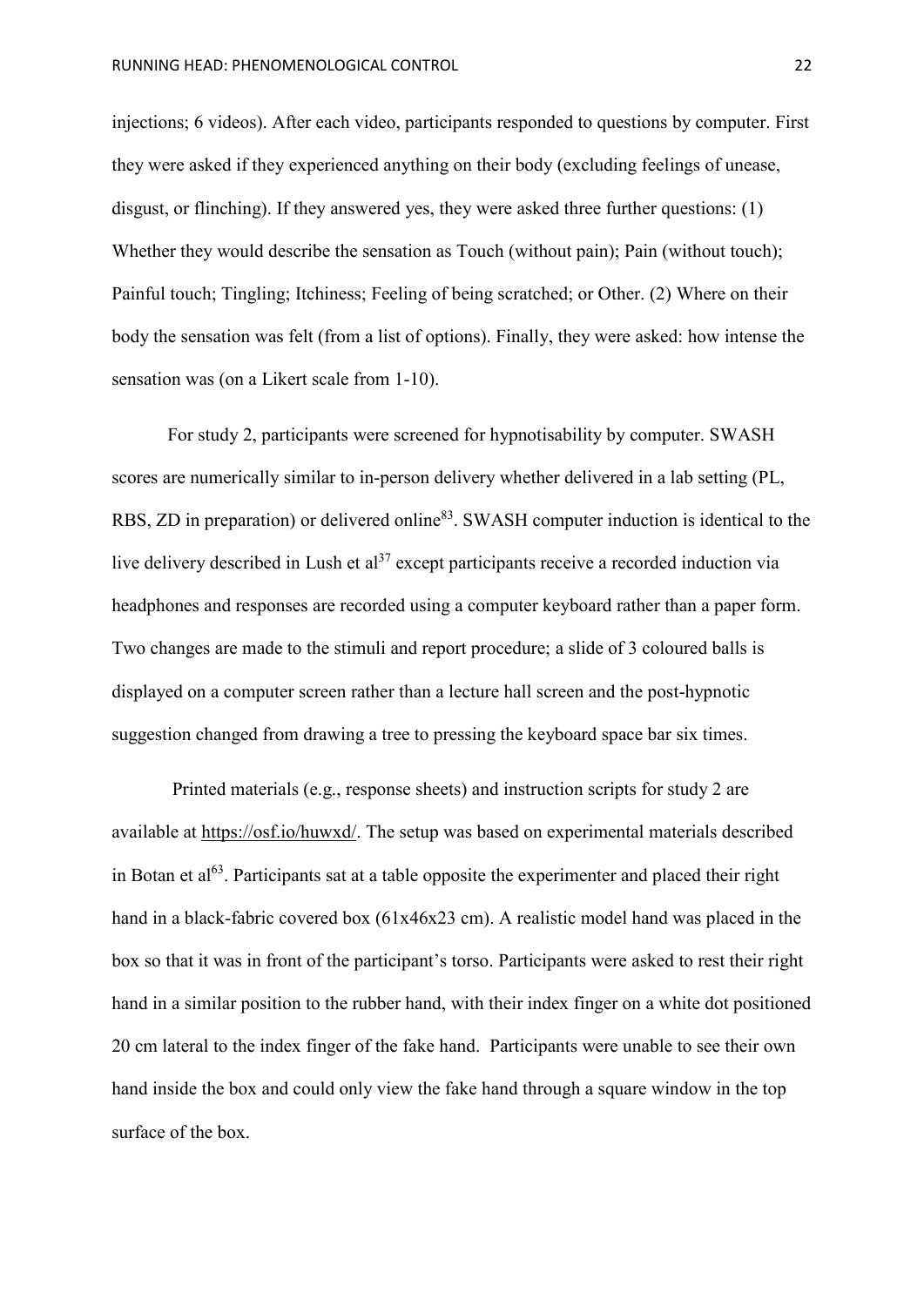injections; 6 videos). After each video, participants responded to questions by computer. First they were asked if they experienced anything on their body (excluding feelings of unease, disgust, or flinching). If they answered yes, they were asked three further questions: (1) Whether they would describe the sensation as Touch (without pain); Pain (without touch); Painful touch; Tingling; Itchiness; Feeling of being scratched; or Other. (2) Where on their body the sensation was felt (from a list of options). Finally, they were asked: how intense the sensation was (on a Likert scale from 1-10).

For study 2, participants were screened for hypnotisability by computer. SWASH scores are numerically similar to in-person delivery whether delivered in a lab setting (PL, RBS, ZD in preparation) or delivered online[83]. SWASH computer induction is identical to the live delivery described in Lush et al[37] except participants receive a recorded induction via headphones and responses are recorded using a computer keyboard rather than a paper form. Two changes are made to the stimuli and report procedure; a slide of 3 coloured balls is displayed on a computer screen rather than a lecture hall screen and the post-hypnotic suggestion changed from drawing a tree to pressing the keyboard space bar six times.

Printed materials (e.g., response sheets) and instruction scripts for study 2 are available at https://osf.io/huwxd/. The setup was based on experimental materials described in Botan et al[63]. Participants sat at a table opposite the experimenter and placed their right hand in a black-fabric covered box (61x46x23 cm). A realistic model hand was placed in the box so that it was in front of the participant's torso. Participants were asked to rest their right hand in a similar position to the rubber hand, with their index finger on a white dot positioned 20 cm lateral to the index finger of the fake hand. Participants were unable to see their own hand inside the box and could only view the fake hand through a square window in the top surface of the box.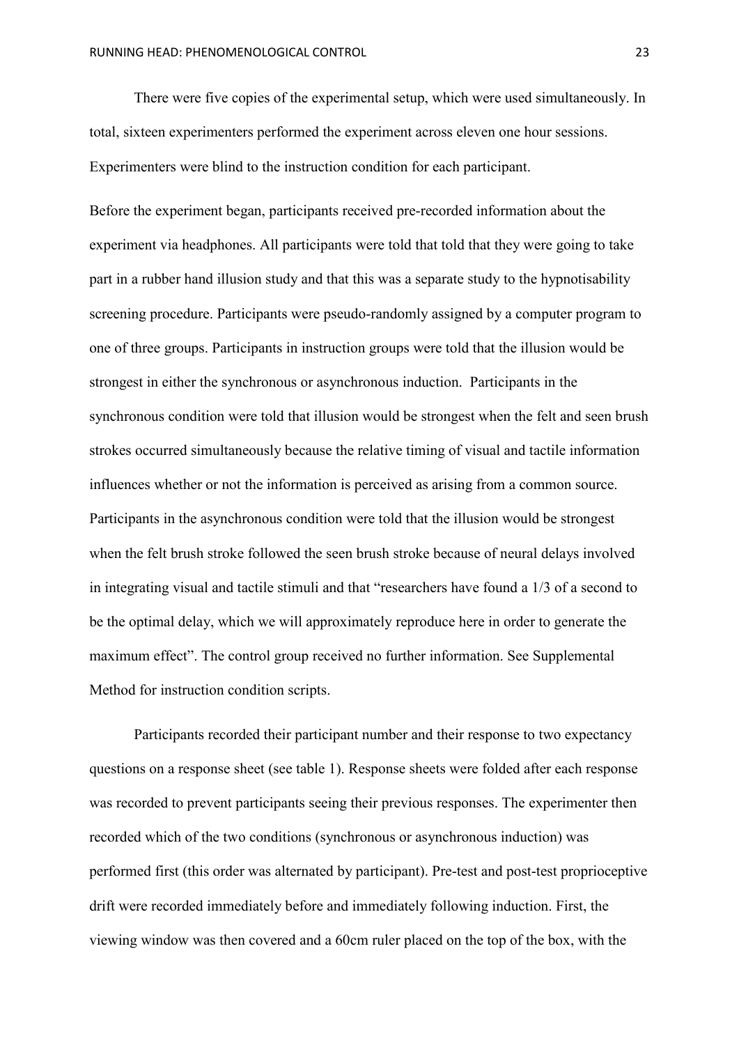There were five copies of the experimental setup, which were used simultaneously. In total, sixteen experimenters performed the experiment across eleven one hour sessions. Experimenters were blind to the instruction condition for each participant.

Before the experiment began, participants received pre-recorded information about the experiment via headphones. All participants were told that told that they were going to take part in a rubber hand illusion study and that this was a separate study to the hypnotisability screening procedure. Participants were pseudo-randomly assigned by a computer program to one of three groups. Participants in instruction groups were told that the illusion would be strongest in either the synchronous or asynchronous induction. Participants in the synchronous condition were told that illusion would be strongest when the felt and seen brush strokes occurred simultaneously because the relative timing of visual and tactile information influences whether or not the information is perceived as arising from a common source. Participants in the asynchronous condition were told that the illusion would be strongest when the felt brush stroke followed the seen brush stroke because of neural delays involved in integrating visual and tactile stimuli and that "researchers have found a 1/3 of a second to be the optimal delay, which we will approximately reproduce here in order to generate the maximum effect". The control group received no further information. See Supplemental Method for instruction condition scripts.

Participants recorded their participant number and their response to two expectancy questions on a response sheet (see table 1). Response sheets were folded after each response was recorded to prevent participants seeing their previous responses. The experimenter then recorded which of the two conditions (synchronous or asynchronous induction) was performed first (this order was alternated by participant). Pre-test and post-test proprioceptive drift were recorded immediately before and immediately following induction. First, the viewing window was then covered and a 60cm ruler placed on the top of the box, with the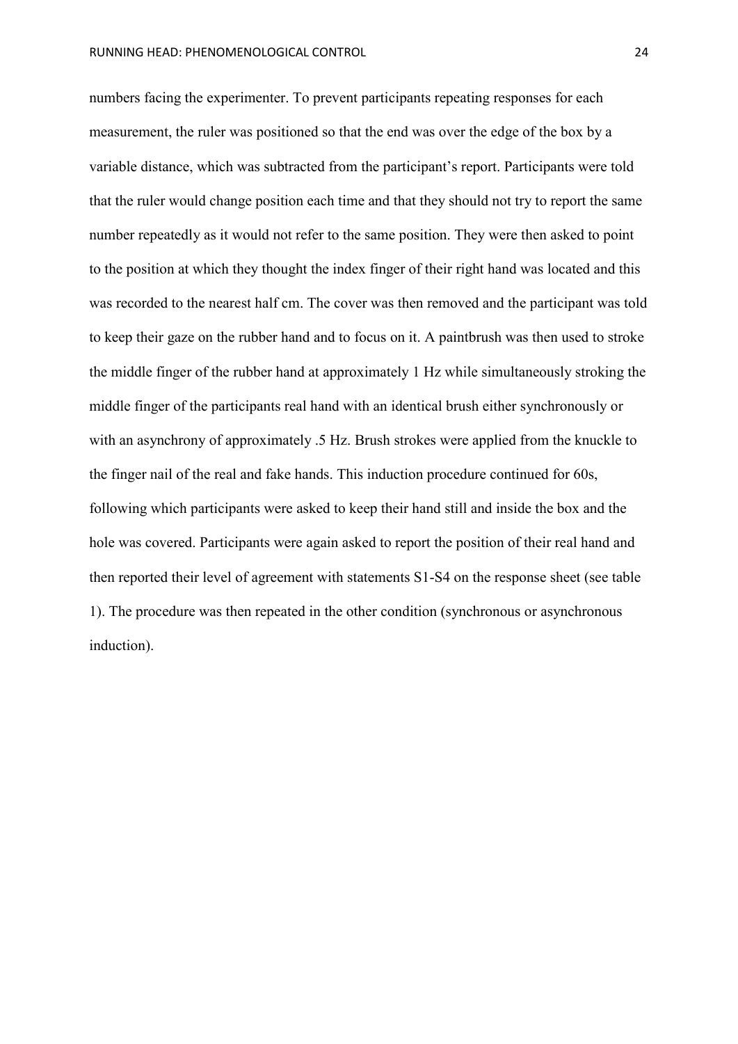numbers facing the experimenter. To prevent participants repeating responses for each measurement, the ruler was positioned so that the end was over the edge of the box by a variable distance, which was subtracted from the participant's report. Participants were told that the ruler would change position each time and that they should not try to report the same number repeatedly as it would not refer to the same position. They were then asked to point to the position at which they thought the index finger of their right hand was located and this was recorded to the nearest half cm. The cover was then removed and the participant was told to keep their gaze on the rubber hand and to focus on it. A paintbrush was then used to stroke the middle finger of the rubber hand at approximately 1 Hz while simultaneously stroking the middle finger of the participants real hand with an identical brush either synchronously or with an asynchrony of approximately .5 Hz. Brush strokes were applied from the knuckle to the finger nail of the real and fake hands. This induction procedure continued for 60s, following which participants were asked to keep their hand still and inside the box and the hole was covered. Participants were again asked to report the position of their real hand and then reported their level of agreement with statements S1-S4 on the response sheet (see table 1). The procedure was then repeated in the other condition (synchronous or asynchronous induction).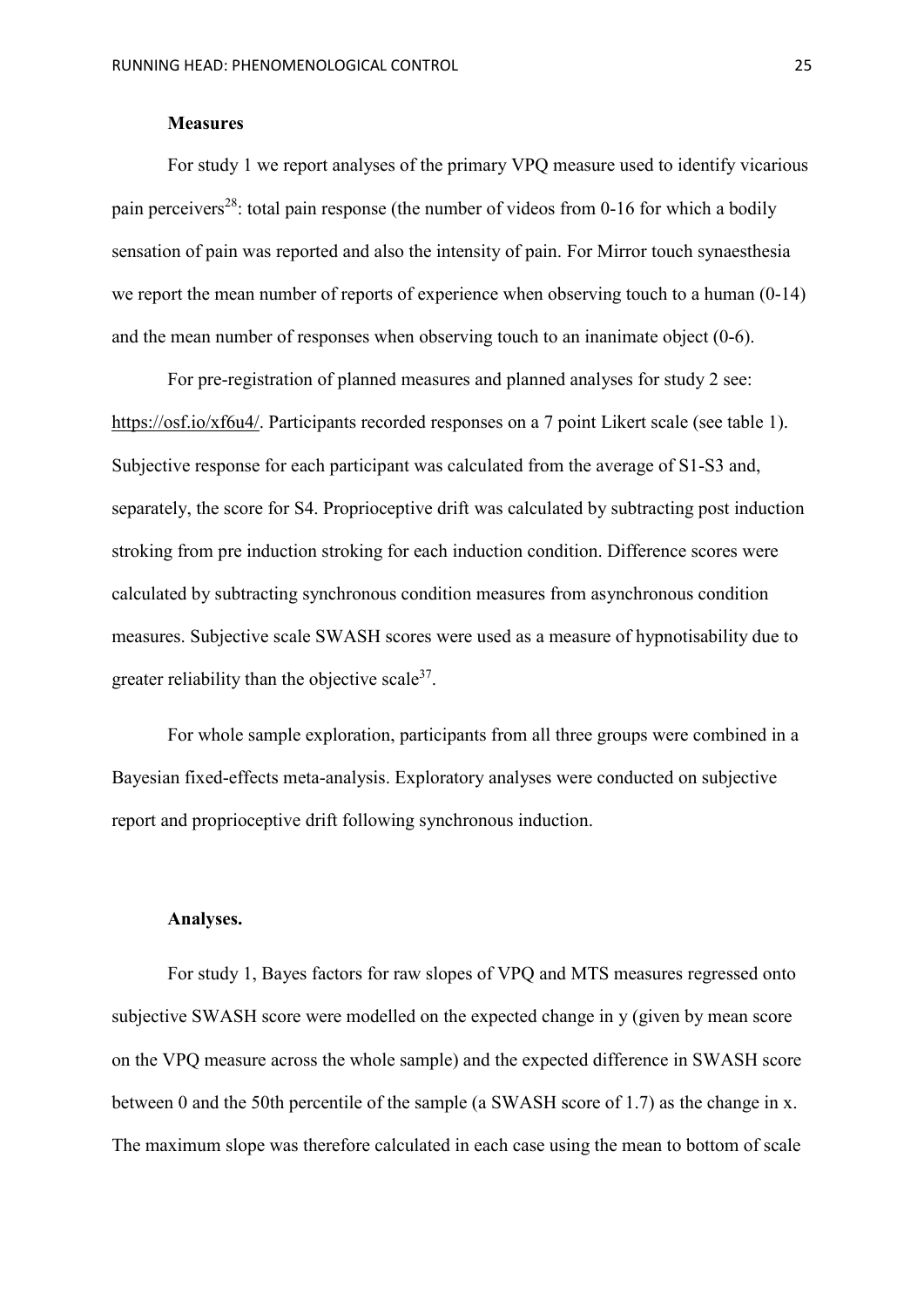**Measures**

For study 1 we report analyses of the primary VPQ measure used to identify vicarious pain perceivers[28]: total pain response (the number of videos from 0-16 for which a bodily sensation of pain was reported and also the intensity of pain. For Mirror touch synaesthesia we report the mean number of reports of experience when observing touch to a human (0-14) and the mean number of responses when observing touch to an inanimate object (0-6).

For pre-registration of planned measures and planned analyses for study 2 see: https://osf.io/xf6u4/. Participants recorded responses on a 7 point Likert scale (see table 1). Subjective response for each participant was calculated from the average of S1-S3 and, separately, the score for S4. Proprioceptive drift was calculated by subtracting post induction stroking from pre induction stroking for each induction condition. Difference scores were calculated by subtracting synchronous condition measures from asynchronous condition measures. Subjective scale SWASH scores were used as a measure of hypnotisability due to greater reliability than the objective scale[37].

For whole sample exploration, participants from all three groups were combined in a Bayesian fixed-effects meta-analysis. Exploratory analyses were conducted on subjective report and proprioceptive drift following synchronous induction.

**Analyses.**

For study 1, Bayes factors for raw slopes of VPQ and MTS measures regressed onto subjective SWASH score were modelled on the expected change in y (given by mean score on the VPQ measure across the whole sample) and the expected difference in SWASH score between 0 and the 50th percentile of the sample (a SWASH score of 1.7) as the change in x. The maximum slope was therefore calculated in each case using the mean to bottom of scale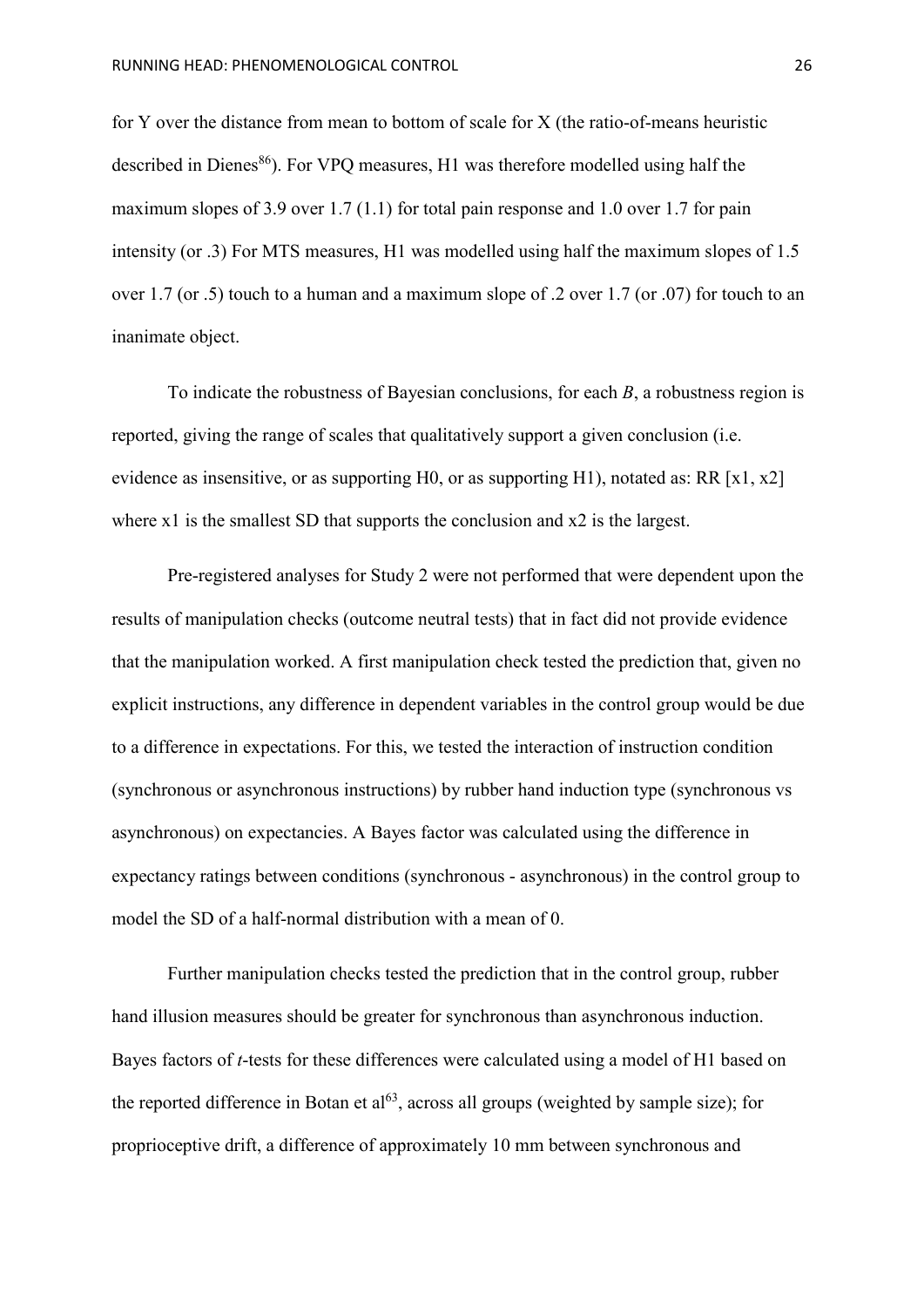for Y over the distance from mean to bottom of scale for X (the ratio-of-means heuristic described in Dienes[86]). For VPQ measures, H1 was therefore modelled using half the maximum slopes of 3.9 over 1.7 (1.1) for total pain response and 1.0 over 1.7 for pain intensity (or .3) For MTS measures, H1 was modelled using half the maximum slopes of 1.5 over 1.7 (or .5) touch to a human and a maximum slope of .2 over 1.7 (or .07) for touch to an inanimate object.

To indicate the robustness of Bayesian conclusions, for each *B*, a robustness region is reported, giving the range of scales that qualitatively support a given conclusion (i.e. evidence as insensitive, or as supporting H0, or as supporting H1), notated as: RR [x1, x2] where x1 is the smallest SD that supports the conclusion and x2 is the largest.

Pre-registered analyses for Study 2 were not performed that were dependent upon the results of manipulation checks (outcome neutral tests) that in fact did not provide evidence that the manipulation worked. A first manipulation check tested the prediction that, given no explicit instructions, any difference in dependent variables in the control group would be due to a difference in expectations. For this, we tested the interaction of instruction condition (synchronous or asynchronous instructions) by rubber hand induction type (synchronous vs asynchronous) on expectancies. A Bayes factor was calculated using the difference in expectancy ratings between conditions (synchronous - asynchronous) in the control group to model the SD of a half-normal distribution with a mean of 0.

Further manipulation checks tested the prediction that in the control group, rubber hand illusion measures should be greater for synchronous than asynchronous induction. Bayes factors of *t*-tests for these differences were calculated using a model of H1 based on the reported difference in Botan et al[63], across all groups (weighted by sample size); for proprioceptive drift, a difference of approximately 10 mm between synchronous and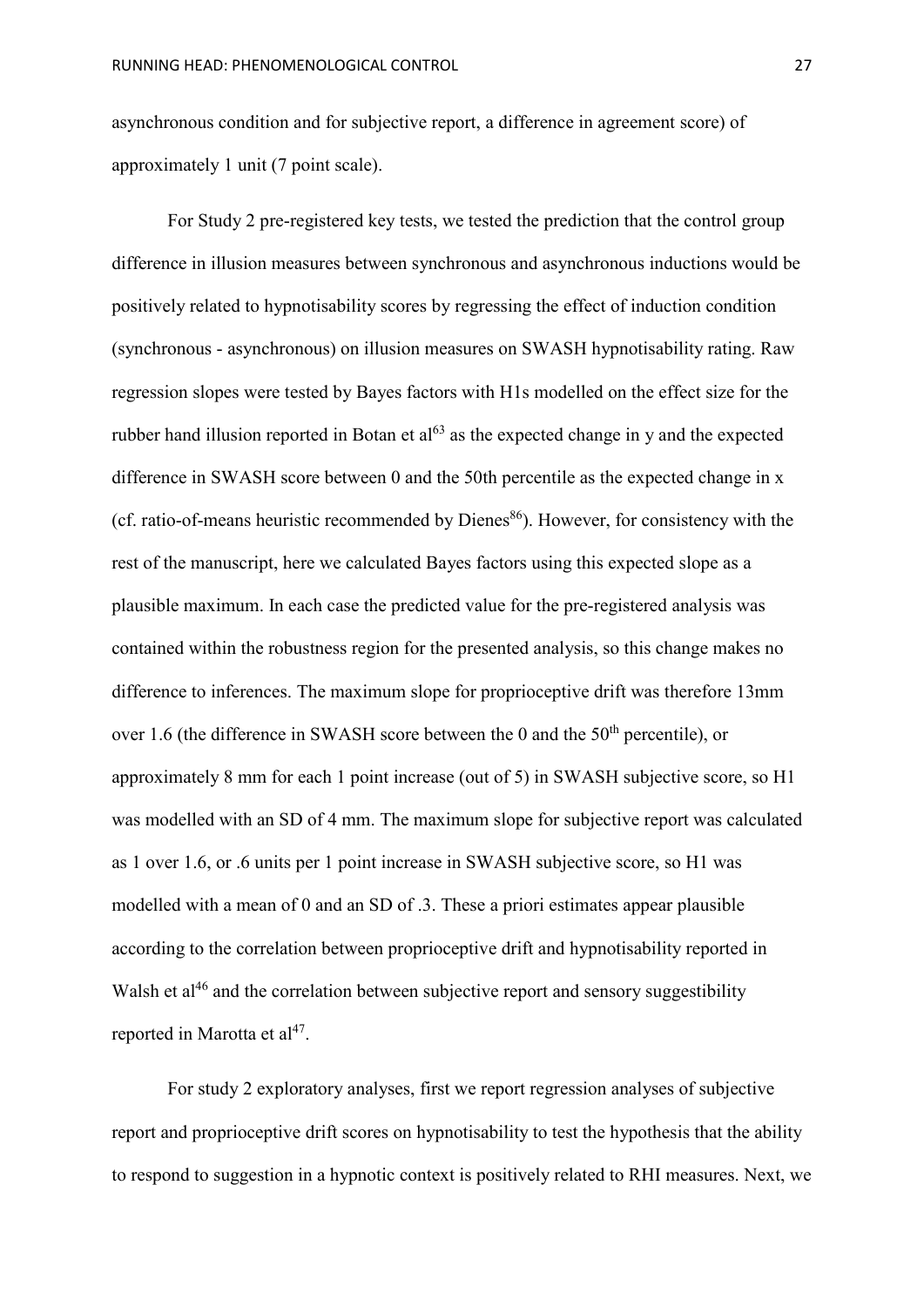asynchronous condition and for subjective report, a difference in agreement score) of approximately 1 unit (7 point scale).

For Study 2 pre-registered key tests, we tested the prediction that the control group difference in illusion measures between synchronous and asynchronous inductions would be positively related to hypnotisability scores by regressing the effect of induction condition (synchronous - asynchronous) on illusion measures on SWASH hypnotisability rating. Raw regression slopes were tested by Bayes factors with H1s modelled on the effect size for the rubber hand illusion reported in Botan et al[63] as the expected change in y and the expected difference in SWASH score between 0 and the 50th percentile as the expected change in x (cf. ratio-of-means heuristic recommended by Dienes[86]). However, for consistency with the rest of the manuscript, here we calculated Bayes factors using this expected slope as a plausible maximum. In each case the predicted value for the pre-registered analysis was contained within the robustness region for the presented analysis, so this change makes no difference to inferences. The maximum slope for proprioceptive drift was therefore 13mm over 1.6 (the difference in SWASH score between the 0 and the 50$^{th}$ percentile), or approximately 8 mm for each 1 point increase (out of 5) in SWASH subjective score, so H1 was modelled with an SD of 4 mm. The maximum slope for subjective report was calculated as 1 over 1.6, or .6 units per 1 point increase in SWASH subjective score, so H1 was modelled with a mean of 0 and an SD of .3. These a priori estimates appear plausible according to the correlation between proprioceptive drift and hypnotisability reported in Walsh et al[46] and the correlation between subjective report and sensory suggestibility reported in Marotta et al[47].

For study 2 exploratory analyses, first we report regression analyses of subjective report and proprioceptive drift scores on hypnotisability to test the hypothesis that the ability to respond to suggestion in a hypnotic context is positively related to RHI measures. Next, we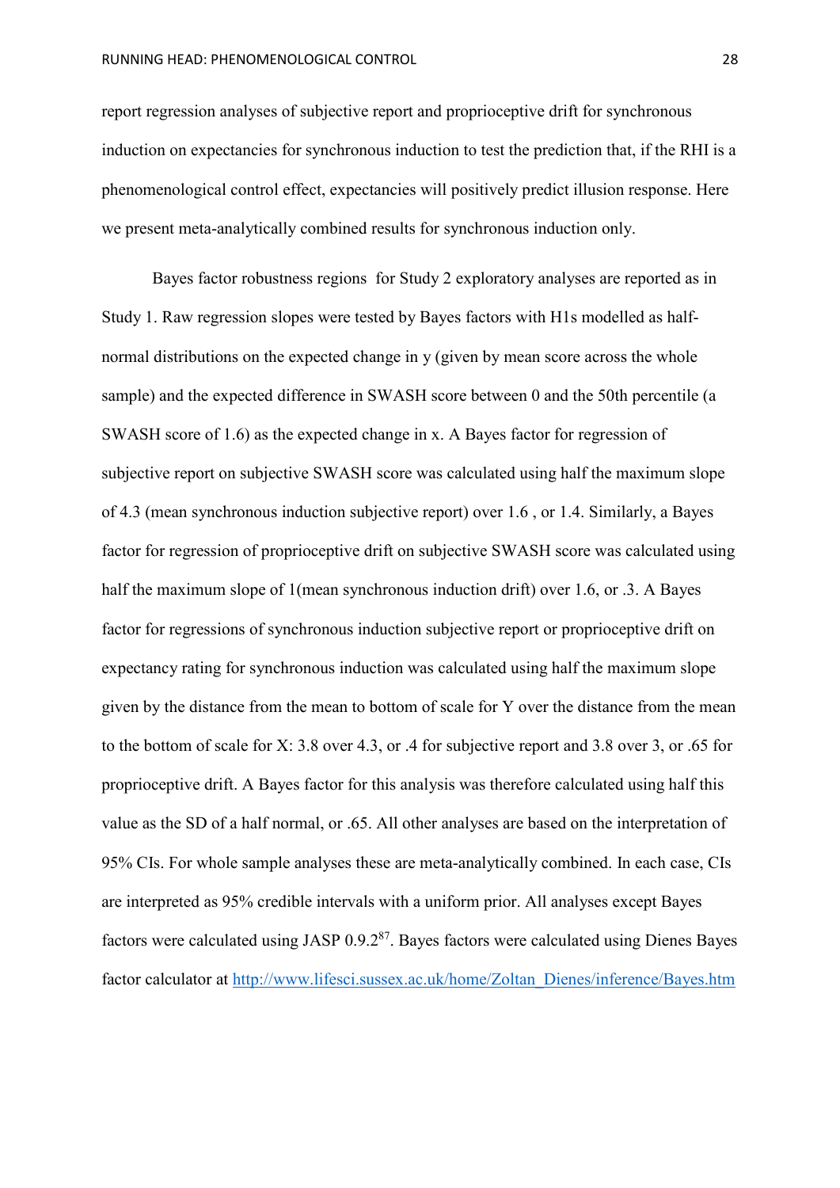report regression analyses of subjective report and proprioceptive drift for synchronous induction on expectancies for synchronous induction to test the prediction that, if the RHI is a phenomenological control effect, expectancies will positively predict illusion response. Here we present meta-analytically combined results for synchronous induction only.

Bayes factor robustness regions for Study 2 exploratory analyses are reported as in Study 1. Raw regression slopes were tested by Bayes factors with H1s modelled as half-normal distributions on the expected change in y (given by mean score across the whole sample) and the expected difference in SWASH score between 0 and the 50th percentile (a SWASH score of 1.6) as the expected change in x. A Bayes factor for regression of subjective report on subjective SWASH score was calculated using half the maximum slope of 4.3 (mean synchronous induction subjective report) over 1.6 , or 1.4. Similarly, a Bayes factor for regression of proprioceptive drift on subjective SWASH score was calculated using half the maximum slope of 1(mean synchronous induction drift) over 1.6, or .3. A Bayes factor for regressions of synchronous induction subjective report or proprioceptive drift on expectancy rating for synchronous induction was calculated using half the maximum slope given by the distance from the mean to bottom of scale for Y over the distance from the mean to the bottom of scale for X: 3.8 over 4.3, or .4 for subjective report and 3.8 over 3, or .65 for proprioceptive drift. A Bayes factor for this analysis was therefore calculated using half this value as the SD of a half normal, or .65. All other analyses are based on the interpretation of 95% CIs. For whole sample analyses these are meta-analytically combined. In each case, CIs are interpreted as 95% credible intervals with a uniform prior. All analyses except Bayes factors were calculated using JASP 0.9.2[87]. Bayes factors were calculated using Dienes Bayes factor calculator at http://www.lifesci.sussex.ac.uk/home/Zoltan_Dienes/inference/Bayes.htm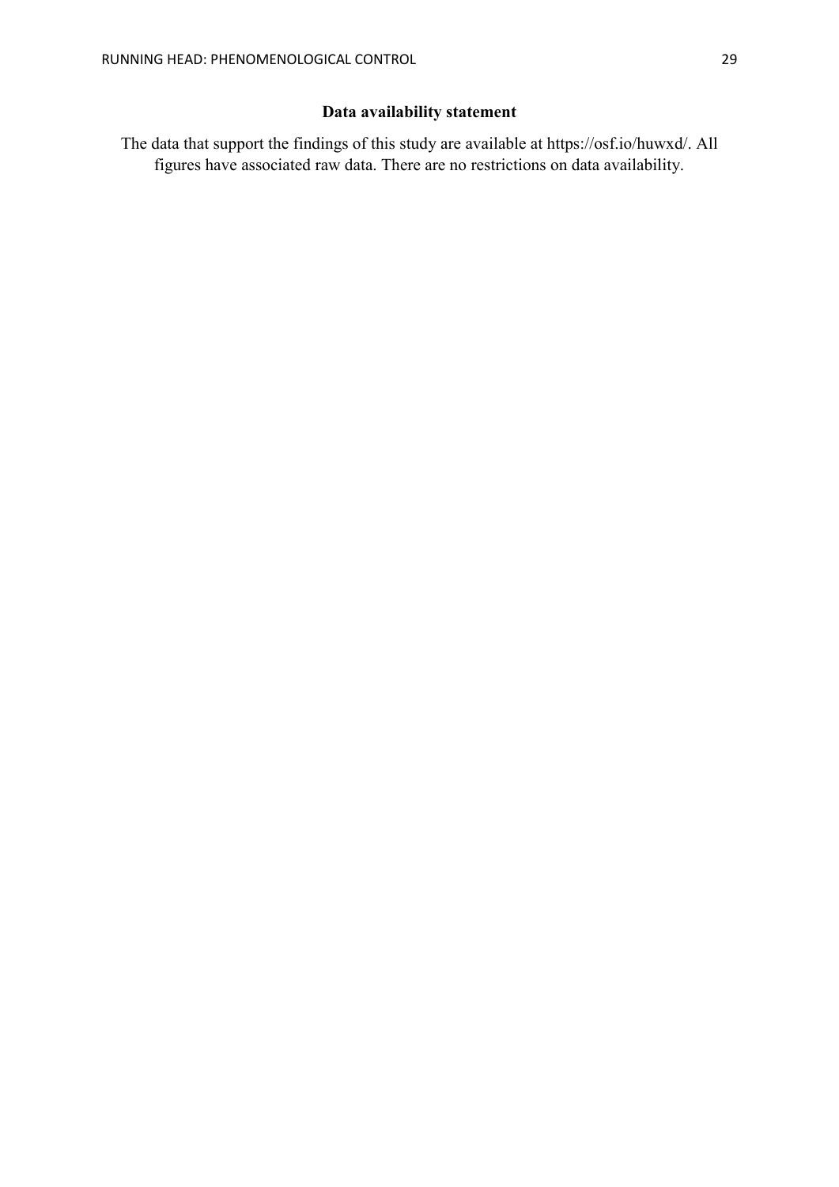## Data availability statement

The data that support the findings of this study are available at https://osf.io/huwxd/. All figures have associated raw data. There are no restrictions on data availability.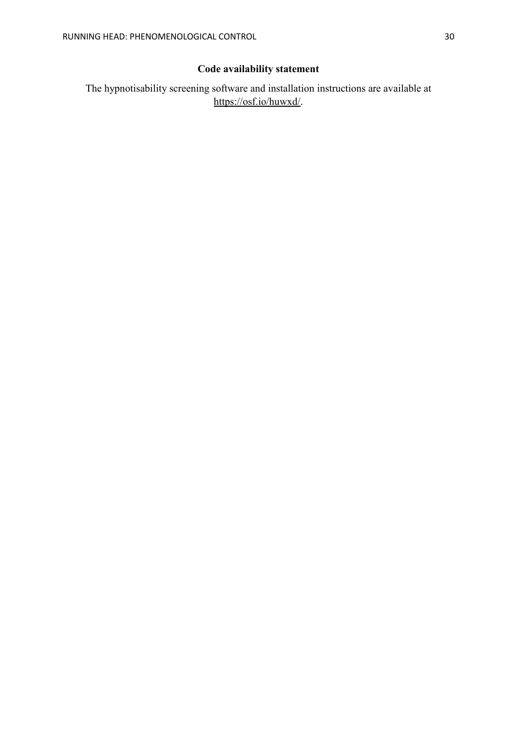## Code availability statement

The hypnotisability screening software and installation instructions are available at https://osf.io/huwxd/.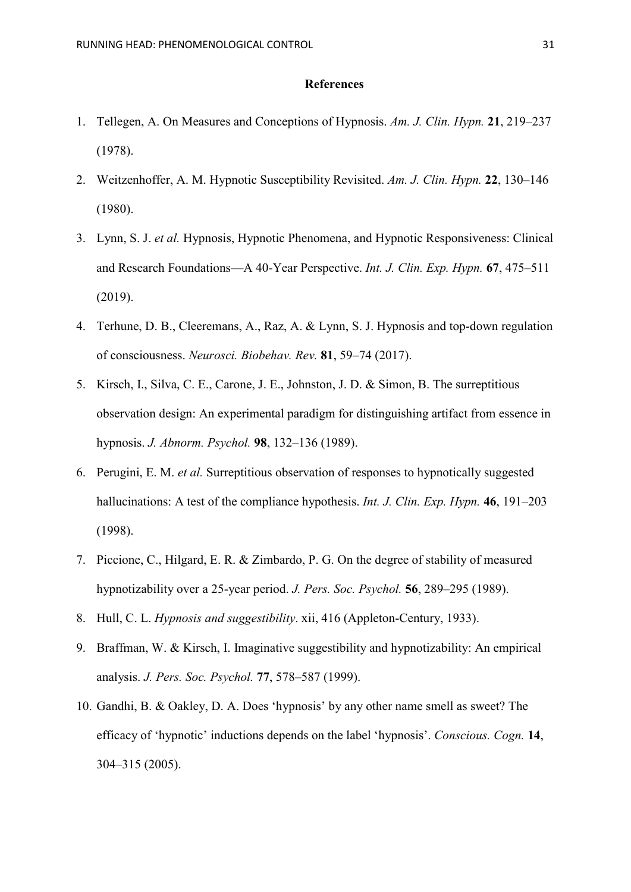## References

1. Tellegen, A. On Measures and Conceptions of Hypnosis. *Am. J. Clin. Hypn.* **21**, 219–237 (1978).
2. Weitzenhoffer, A. M. Hypnotic Susceptibility Revisited. *Am. J. Clin. Hypn.* **22**, 130–146 (1980).
3. Lynn, S. J. *et al.* Hypnosis, Hypnotic Phenomena, and Hypnotic Responsiveness: Clinical and Research Foundations—A 40-Year Perspective. *Int. J. Clin. Exp. Hypn.* **67**, 475–511 (2019).
4. Terhune, D. B., Cleeremans, A., Raz, A. & Lynn, S. J. Hypnosis and top-down regulation of consciousness. *Neurosci. Biobehav. Rev.* **81**, 59–74 (2017).
5. Kirsch, I., Silva, C. E., Carone, J. E., Johnston, J. D. & Simon, B. The surreptitious observation design: An experimental paradigm for distinguishing artifact from essence in hypnosis. *J. Abnorm. Psychol.* **98**, 132–136 (1989).
6. Perugini, E. M. *et al.* Surreptitious observation of responses to hypnotically suggested hallucinations: A test of the compliance hypothesis. *Int. J. Clin. Exp. Hypn.* **46**, 191–203 (1998).
7. Piccione, C., Hilgard, E. R. & Zimbardo, P. G. On the degree of stability of measured hypnotizability over a 25-year period. *J. Pers. Soc. Psychol.* **56**, 289–295 (1989).
8. Hull, C. L. *Hypnosis and suggestibility*. xii, 416 (Appleton-Century, 1933).
9. Braffman, W. & Kirsch, I. Imaginative suggestibility and hypnotizability: An empirical analysis. *J. Pers. Soc. Psychol.* **77**, 578–587 (1999).
10. Gandhi, B. & Oakley, D. A. Does 'hypnosis' by any other name smell as sweet? The efficacy of 'hypnotic' inductions depends on the label 'hypnosis'. *Conscious. Cogn.* **14**, 304–315 (2005).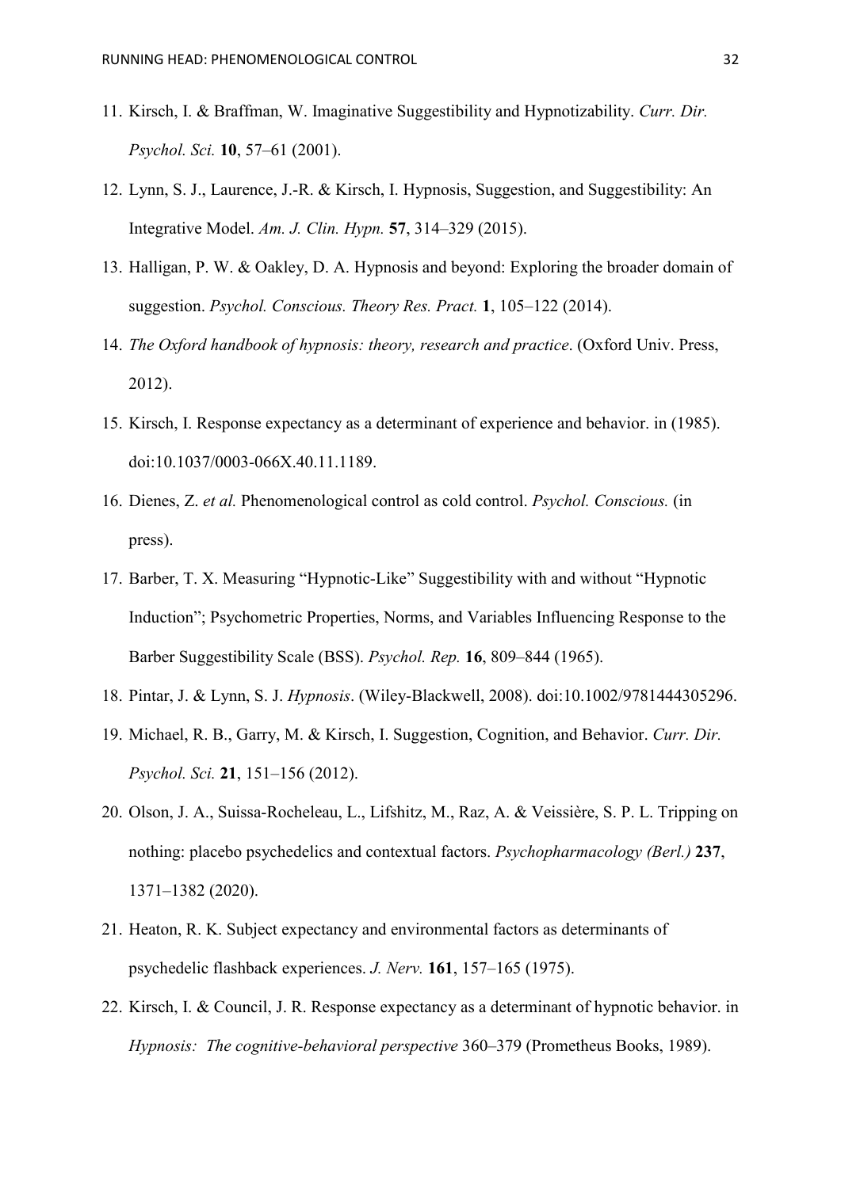11. Kirsch, I. & Braffman, W. Imaginative Suggestibility and Hypnotizability. *Curr. Dir. Psychol. Sci.* **10**, 57–61 (2001).
12. Lynn, S. J., Laurence, J.-R. & Kirsch, I. Hypnosis, Suggestion, and Suggestibility: An Integrative Model. *Am. J. Clin. Hypn.* **57**, 314–329 (2015).
13. Halligan, P. W. & Oakley, D. A. Hypnosis and beyond: Exploring the broader domain of suggestion. *Psychol. Conscious. Theory Res. Pract.* **1**, 105–122 (2014).
14. *The Oxford handbook of hypnosis: theory, research and practice*. (Oxford Univ. Press, 2012).
15. Kirsch, I. Response expectancy as a determinant of experience and behavior. in (1985). doi:10.1037/0003-066X.40.11.1189.
16. Dienes, Z. *et al.* Phenomenological control as cold control. *Psychol. Conscious.* (in press).
17. Barber, T. X. Measuring "Hypnotic-Like" Suggestibility with and without "Hypnotic Induction"; Psychometric Properties, Norms, and Variables Influencing Response to the Barber Suggestibility Scale (BSS). *Psychol. Rep.* **16**, 809–844 (1965).
18. Pintar, J. & Lynn, S. J. *Hypnosis*. (Wiley-Blackwell, 2008). doi:10.1002/9781444305296.
19. Michael, R. B., Garry, M. & Kirsch, I. Suggestion, Cognition, and Behavior. *Curr. Dir. Psychol. Sci.* **21**, 151–156 (2012).
20. Olson, J. A., Suissa-Rocheleau, L., Lifshitz, M., Raz, A. & Veissière, S. P. L. Tripping on nothing: placebo psychedelics and contextual factors. *Psychopharmacology (Berl.)* **237**, 1371–1382 (2020).
21. Heaton, R. K. Subject expectancy and environmental factors as determinants of psychedelic flashback experiences. *J. Nerv.* **161**, 157–165 (1975).
22. Kirsch, I. & Council, J. R. Response expectancy as a determinant of hypnotic behavior. in *Hypnosis: The cognitive-behavioral perspective* 360–379 (Prometheus Books, 1989).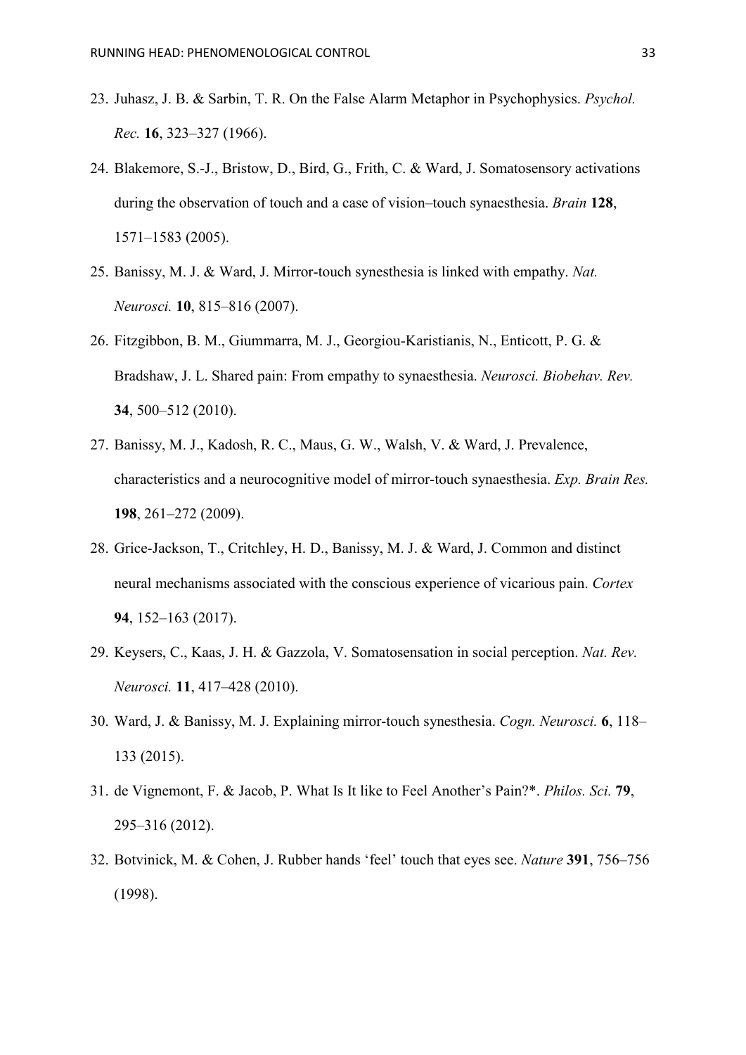23. Juhasz, J. B. & Sarbin, T. R. On the False Alarm Metaphor in Psychophysics. *Psychol. Rec.* **16**, 323–327 (1966).
24. Blakemore, S.-J., Bristow, D., Bird, G., Frith, C. & Ward, J. Somatosensory activations during the observation of touch and a case of vision–touch synaesthesia. *Brain* **128**, 1571–1583 (2005).
25. Banissy, M. J. & Ward, J. Mirror-touch synesthesia is linked with empathy. *Nat. Neurosci.* **10**, 815–816 (2007).
26. Fitzgibbon, B. M., Giummarra, M. J., Georgiou-Karistianis, N., Enticott, P. G. & Bradshaw, J. L. Shared pain: From empathy to synaesthesia. *Neurosci. Biobehav. Rev.* **34**, 500–512 (2010).
27. Banissy, M. J., Kadosh, R. C., Maus, G. W., Walsh, V. & Ward, J. Prevalence, characteristics and a neurocognitive model of mirror-touch synaesthesia. *Exp. Brain Res.* **198**, 261–272 (2009).
28. Grice-Jackson, T., Critchley, H. D., Banissy, M. J. & Ward, J. Common and distinct neural mechanisms associated with the conscious experience of vicarious pain. *Cortex* **94**, 152–163 (2017).
29. Keysers, C., Kaas, J. H. & Gazzola, V. Somatosensation in social perception. *Nat. Rev. Neurosci.* **11**, 417–428 (2010).
30. Ward, J. & Banissy, M. J. Explaining mirror-touch synesthesia. *Cogn. Neurosci.* **6**, 118–133 (2015).
31. de Vignemont, F. & Jacob, P. What Is It like to Feel Another's Pain?*. *Philos. Sci.* **79**, 295–316 (2012).
32. Botvinick, M. & Cohen, J. Rubber hands 'feel' touch that eyes see. *Nature* **391**, 756–756 (1998).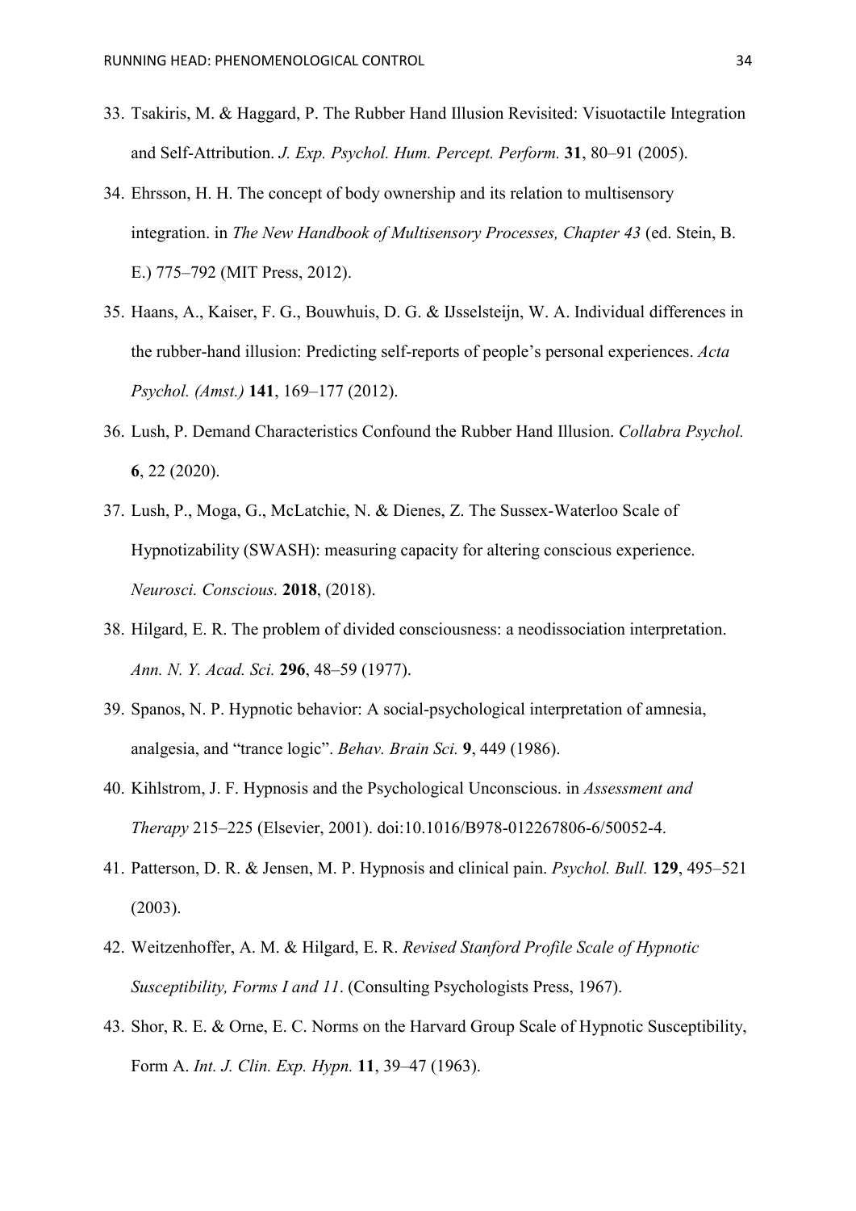33. Tsakiris, M. & Haggard, P. The Rubber Hand Illusion Revisited: Visuotactile Integration and Self-Attribution. *J. Exp. Psychol. Hum. Percept. Perform.* **31**, 80–91 (2005).
34. Ehrsson, H. H. The concept of body ownership and its relation to multisensory integration. in *The New Handbook of Multisensory Processes, Chapter 43* (ed. Stein, B. E.) 775–792 (MIT Press, 2012).
35. Haans, A., Kaiser, F. G., Bouwhuis, D. G. & IJsselsteijn, W. A. Individual differences in the rubber-hand illusion: Predicting self-reports of people's personal experiences. *Acta Psychol. (Amst.)* **141**, 169–177 (2012).
36. Lush, P. Demand Characteristics Confound the Rubber Hand Illusion. *Collabra Psychol.* **6**, 22 (2020).
37. Lush, P., Moga, G., McLatchie, N. & Dienes, Z. The Sussex-Waterloo Scale of Hypnotizability (SWASH): measuring capacity for altering conscious experience. *Neurosci. Conscious.* **2018**, (2018).
38. Hilgard, E. R. The problem of divided consciousness: a neodissociation interpretation. *Ann. N. Y. Acad. Sci.* **296**, 48–59 (1977).
39. Spanos, N. P. Hypnotic behavior: A social-psychological interpretation of amnesia, analgesia, and "trance logic". *Behav. Brain Sci.* **9**, 449 (1986).
40. Kihlstrom, J. F. Hypnosis and the Psychological Unconscious. in *Assessment and Therapy* 215–225 (Elsevier, 2001). doi:10.1016/B978-012267806-6/50052-4.
41. Patterson, D. R. & Jensen, M. P. Hypnosis and clinical pain. *Psychol. Bull.* **129**, 495–521 (2003).
42. Weitzenhoffer, A. M. & Hilgard, E. R. *Revised Stanford Profile Scale of Hypnotic Susceptibility, Forms I and 11*. (Consulting Psychologists Press, 1967).
43. Shor, R. E. & Orne, E. C. Norms on the Harvard Group Scale of Hypnotic Susceptibility, Form A. *Int. J. Clin. Exp. Hypn.* **11**, 39–47 (1963).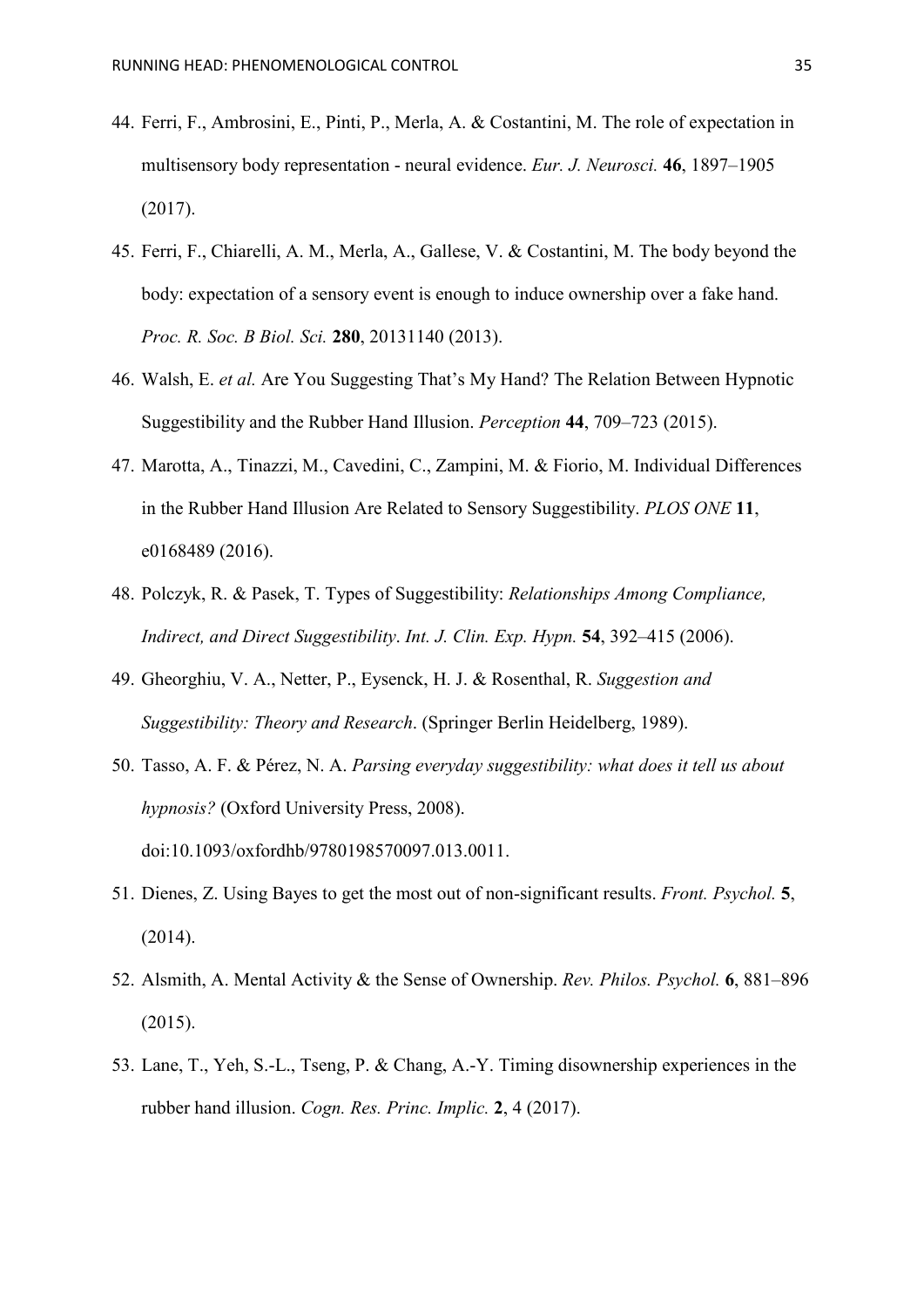44. Ferri, F., Ambrosini, E., Pinti, P., Merla, A. & Costantini, M. The role of expectation in multisensory body representation - neural evidence. *Eur. J. Neurosci.* **46**, 1897–1905 (2017).
45. Ferri, F., Chiarelli, A. M., Merla, A., Gallese, V. & Costantini, M. The body beyond the body: expectation of a sensory event is enough to induce ownership over a fake hand. *Proc. R. Soc. B Biol. Sci.* **280**, 20131140 (2013).
46. Walsh, E. *et al.* Are You Suggesting That's My Hand? The Relation Between Hypnotic Suggestibility and the Rubber Hand Illusion. *Perception* **44**, 709–723 (2015).
47. Marotta, A., Tinazzi, M., Cavedini, C., Zampini, M. & Fiorio, M. Individual Differences in the Rubber Hand Illusion Are Related to Sensory Suggestibility. *PLOS ONE* **11**, e0168489 (2016).
48. Polczyk, R. & Pasek, T. Types of Suggestibility: *Relationships Among Compliance, Indirect, and Direct Suggestibility*. *Int. J. Clin. Exp. Hypn.* **54**, 392–415 (2006).
49. Gheorghiu, V. A., Netter, P., Eysenck, H. J. & Rosenthal, R. *Suggestion and Suggestibility: Theory and Research*. (Springer Berlin Heidelberg, 1989).
50. Tasso, A. F. & Pérez, N. A. *Parsing everyday suggestibility: what does it tell us about hypnosis?* (Oxford University Press, 2008). doi:10.1093/oxfordhb/9780198570097.013.0011.
51. Dienes, Z. Using Bayes to get the most out of non-significant results. *Front. Psychol.* **5**, (2014).
52. Alsmith, A. Mental Activity & the Sense of Ownership. *Rev. Philos. Psychol.* **6**, 881–896 (2015).
53. Lane, T., Yeh, S.-L., Tseng, P. & Chang, A.-Y. Timing disownership experiences in the rubber hand illusion. *Cogn. Res. Princ. Implic.* **2**, 4 (2017).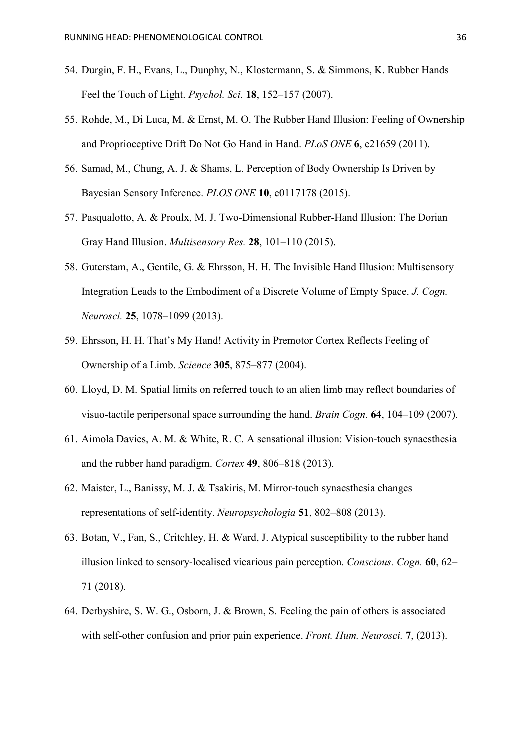54. Durgin, F. H., Evans, L., Dunphy, N., Klostermann, S. & Simmons, K. Rubber Hands Feel the Touch of Light. *Psychol. Sci.* **18**, 152–157 (2007).
55. Rohde, M., Di Luca, M. & Ernst, M. O. The Rubber Hand Illusion: Feeling of Ownership and Proprioceptive Drift Do Not Go Hand in Hand. *PLoS ONE* **6**, e21659 (2011).
56. Samad, M., Chung, A. J. & Shams, L. Perception of Body Ownership Is Driven by Bayesian Sensory Inference. *PLOS ONE* **10**, e0117178 (2015).
57. Pasqualotto, A. & Proulx, M. J. Two-Dimensional Rubber-Hand Illusion: The Dorian Gray Hand Illusion. *Multisensory Res.* **28**, 101–110 (2015).
58. Guterstam, A., Gentile, G. & Ehrsson, H. H. The Invisible Hand Illusion: Multisensory Integration Leads to the Embodiment of a Discrete Volume of Empty Space. *J. Cogn. Neurosci.* **25**, 1078–1099 (2013).
59. Ehrsson, H. H. That's My Hand! Activity in Premotor Cortex Reflects Feeling of Ownership of a Limb. *Science* **305**, 875–877 (2004).
60. Lloyd, D. M. Spatial limits on referred touch to an alien limb may reflect boundaries of visuo-tactile peripersonal space surrounding the hand. *Brain Cogn.* **64**, 104–109 (2007).
61. Aimola Davies, A. M. & White, R. C. A sensational illusion: Vision-touch synaesthesia and the rubber hand paradigm. *Cortex* **49**, 806–818 (2013).
62. Maister, L., Banissy, M. J. & Tsakiris, M. Mirror-touch synaesthesia changes representations of self-identity. *Neuropsychologia* **51**, 802–808 (2013).
63. Botan, V., Fan, S., Critchley, H. & Ward, J. Atypical susceptibility to the rubber hand illusion linked to sensory-localised vicarious pain perception. *Conscious. Cogn.* **60**, 62–71 (2018).
64. Derbyshire, S. W. G., Osborn, J. & Brown, S. Feeling the pain of others is associated with self-other confusion and prior pain experience. *Front. Hum. Neurosci.* **7**, (2013).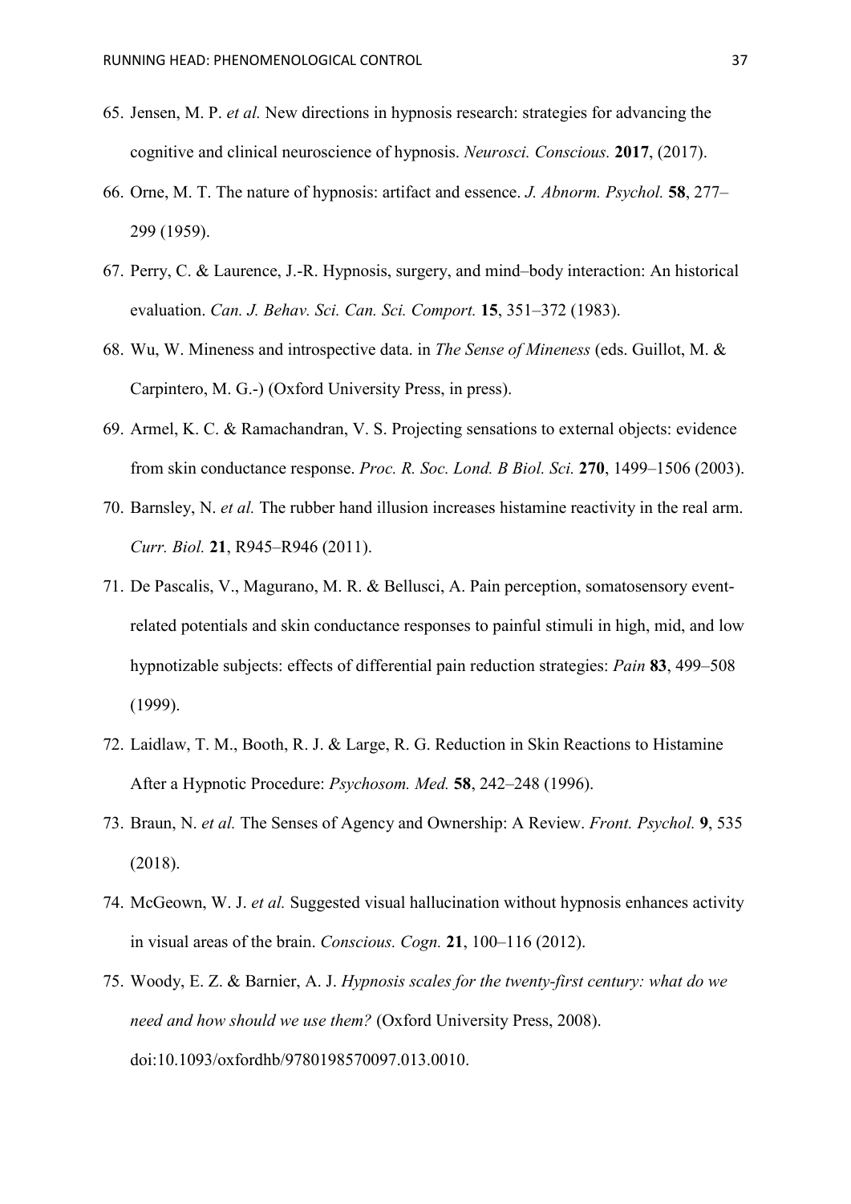65. Jensen, M. P. *et al.* New directions in hypnosis research: strategies for advancing the cognitive and clinical neuroscience of hypnosis. *Neurosci. Conscious.* **2017**, (2017).
66. Orne, M. T. The nature of hypnosis: artifact and essence. *J. Abnorm. Psychol.* **58**, 277–299 (1959).
67. Perry, C. & Laurence, J.-R. Hypnosis, surgery, and mind–body interaction: An historical evaluation. *Can. J. Behav. Sci. Can. Sci. Comport.* **15**, 351–372 (1983).
68. Wu, W. Mineness and introspective data. in *The Sense of Mineness* (eds. Guillot, M. & Carpintero, M. G.-) (Oxford University Press, in press).
69. Armel, K. C. & Ramachandran, V. S. Projecting sensations to external objects: evidence from skin conductance response. *Proc. R. Soc. Lond. B Biol. Sci.* **270**, 1499–1506 (2003).
70. Barnsley, N. *et al.* The rubber hand illusion increases histamine reactivity in the real arm. *Curr. Biol.* **21**, R945–R946 (2011).
71. De Pascalis, V., Magurano, M. R. & Bellusci, A. Pain perception, somatosensory event-related potentials and skin conductance responses to painful stimuli in high, mid, and low hypnotizable subjects: effects of differential pain reduction strategies: *Pain* **83**, 499–508 (1999).
72. Laidlaw, T. M., Booth, R. J. & Large, R. G. Reduction in Skin Reactions to Histamine After a Hypnotic Procedure: *Psychosom. Med.* **58**, 242–248 (1996).
73. Braun, N. *et al.* The Senses of Agency and Ownership: A Review. *Front. Psychol.* **9**, 535 (2018).
74. McGeown, W. J. *et al.* Suggested visual hallucination without hypnosis enhances activity in visual areas of the brain. *Conscious. Cogn.* **21**, 100–116 (2012).
75. Woody, E. Z. & Barnier, A. J. *Hypnosis scales for the twenty-first century: what do we need and how should we use them?* (Oxford University Press, 2008). doi:10.1093/oxfordhb/9780198570097.013.0010.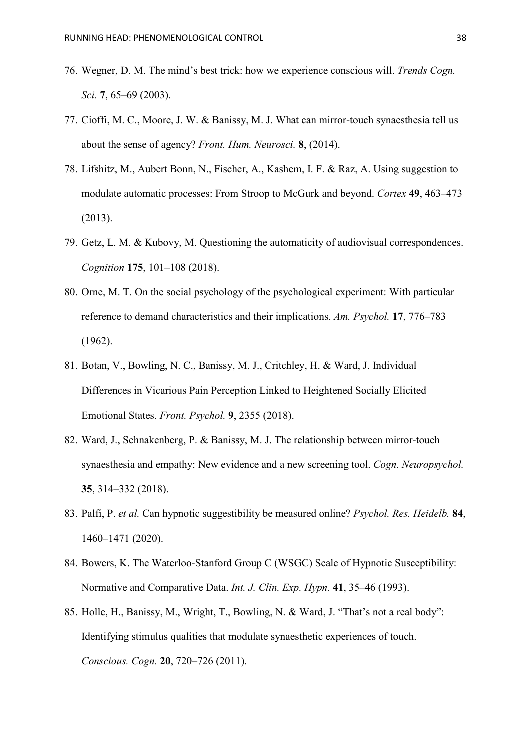76. Wegner, D. M. The mind's best trick: how we experience conscious will. *Trends Cogn. Sci.* **7**, 65–69 (2003).
77. Cioffi, M. C., Moore, J. W. & Banissy, M. J. What can mirror-touch synaesthesia tell us about the sense of agency? *Front. Hum. Neurosci.* **8**, (2014).
78. Lifshitz, M., Aubert Bonn, N., Fischer, A., Kashem, I. F. & Raz, A. Using suggestion to modulate automatic processes: From Stroop to McGurk and beyond. *Cortex* **49**, 463–473 (2013).
79. Getz, L. M. & Kubovy, M. Questioning the automaticity of audiovisual correspondences. *Cognition* **175**, 101–108 (2018).
80. Orne, M. T. On the social psychology of the psychological experiment: With particular reference to demand characteristics and their implications. *Am. Psychol.* **17**, 776–783 (1962).
81. Botan, V., Bowling, N. C., Banissy, M. J., Critchley, H. & Ward, J. Individual Differences in Vicarious Pain Perception Linked to Heightened Socially Elicited Emotional States. *Front. Psychol.* **9**, 2355 (2018).
82. Ward, J., Schnakenberg, P. & Banissy, M. J. The relationship between mirror-touch synaesthesia and empathy: New evidence and a new screening tool. *Cogn. Neuropsychol.* **35**, 314–332 (2018).
83. Palfi, P. *et al.* Can hypnotic suggestibility be measured online? *Psychol. Res. Heidelb.* **84**, 1460–1471 (2020).
84. Bowers, K. The Waterloo-Stanford Group C (WSGC) Scale of Hypnotic Susceptibility: Normative and Comparative Data. *Int. J. Clin. Exp. Hypn.* **41**, 35–46 (1993).
85. Holle, H., Banissy, M., Wright, T., Bowling, N. & Ward, J. "That's not a real body": Identifying stimulus qualities that modulate synaesthetic experiences of touch. *Conscious. Cogn.* **20**, 720–726 (2011).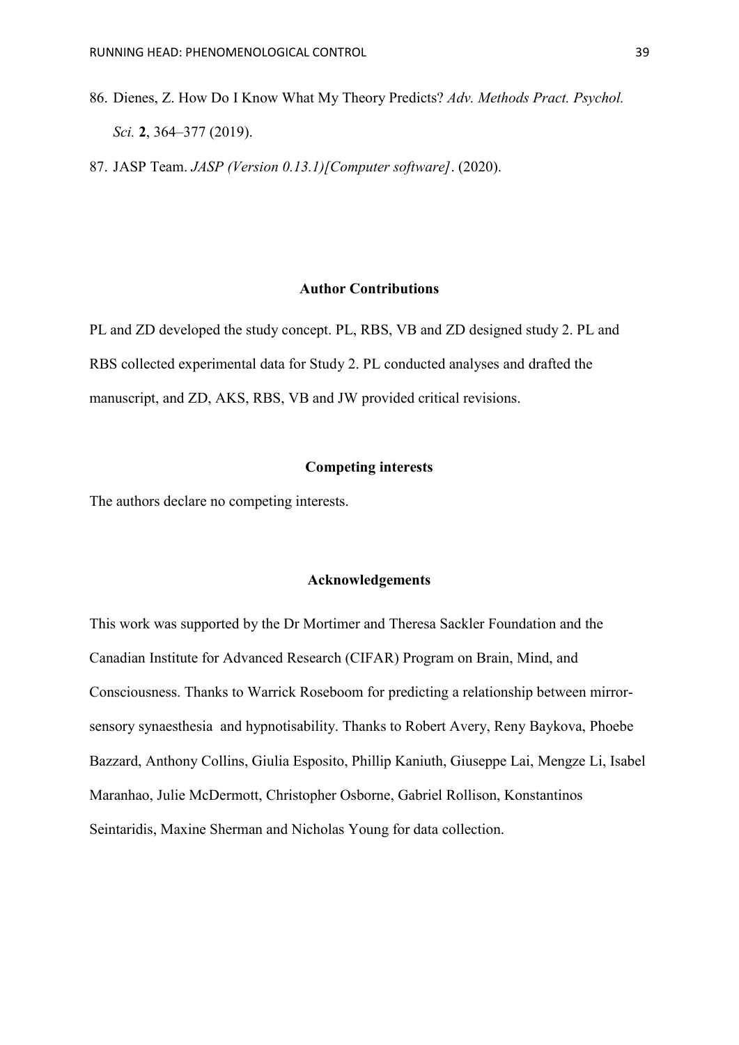86. Dienes, Z. How Do I Know What My Theory Predicts? *Adv. Methods Pract. Psychol. Sci.* **2**, 364–377 (2019).
87. JASP Team. *JASP (Version 0.13.1)[Computer software]*. (2020).

## Author Contributions

PL and ZD developed the study concept. PL, RBS, VB and ZD designed study 2. PL and RBS collected experimental data for Study 2. PL conducted analyses and drafted the manuscript, and ZD, AKS, RBS, VB and JW provided critical revisions.

## Competing interests

The authors declare no competing interests.

## Acknowledgements

This work was supported by the Dr Mortimer and Theresa Sackler Foundation and the Canadian Institute for Advanced Research (CIFAR) Program on Brain, Mind, and Consciousness. Thanks to Warrick Roseboom for predicting a relationship between mirror-sensory synaesthesia and hypnotisability. Thanks to Robert Avery, Reny Baykova, Phoebe Bazzard, Anthony Collins, Giulia Esposito, Phillip Kaniuth, Giuseppe Lai, Mengze Li, Isabel Maranhao, Julie McDermott, Christopher Osborne, Gabriel Rollison, Konstantinos Seintaridis, Maxine Sherman and Nicholas Young for data collection.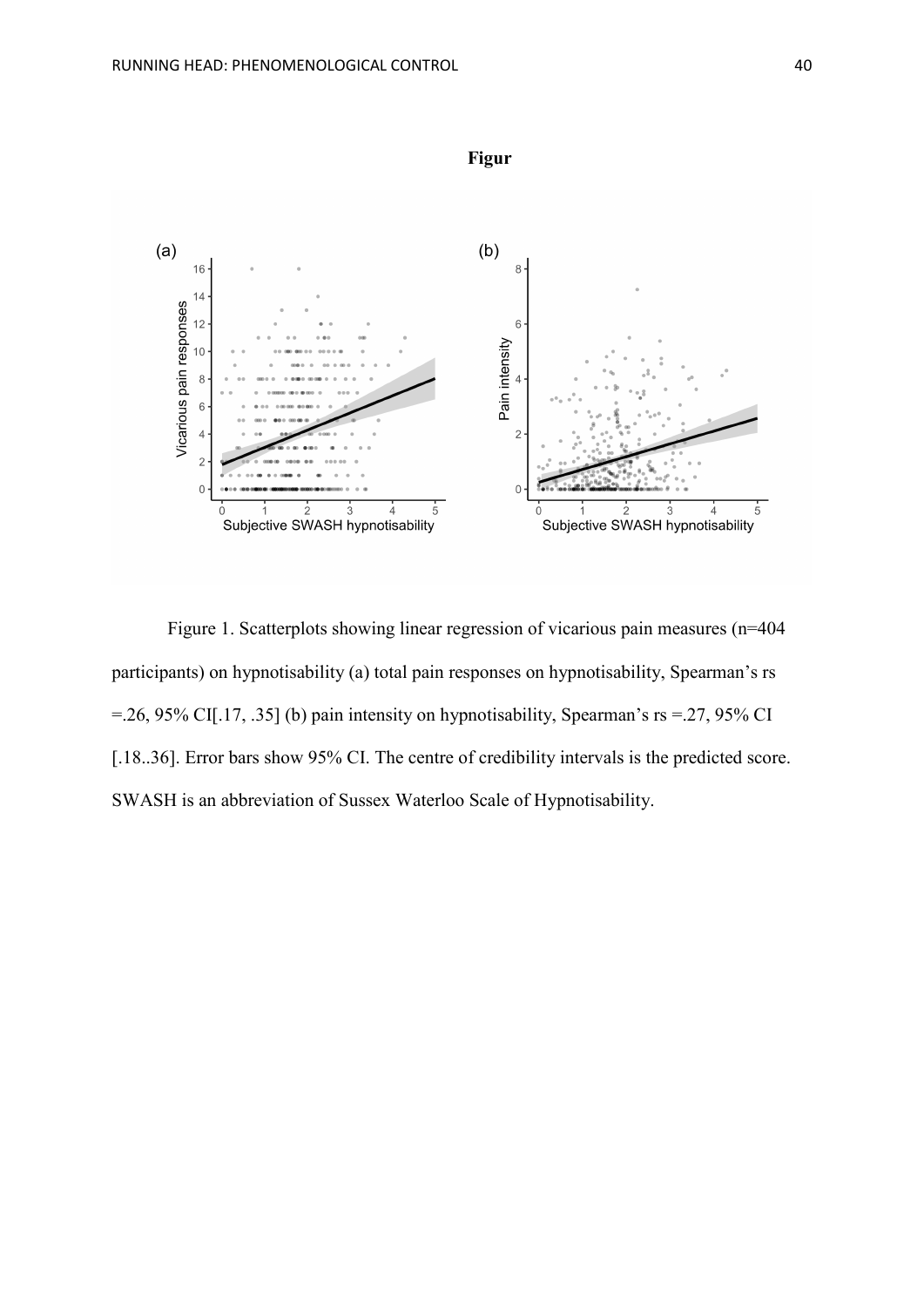**Figur**

Figure 1. Scatterplots showing linear regression of vicarious pain measures (n=404 participants) on hypnotisability (a) total pain responses on hypnotisability, Spearman's rs =.26, 95% CI[.17, .35] (b) pain intensity on hypnotisability, Spearman's rs =.27, 95% CI [.18..36]. Error bars show 95% CI. The centre of credibility intervals is the predicted score. SWASH is an abbreviation of Sussex Waterloo Scale of Hypnotisability.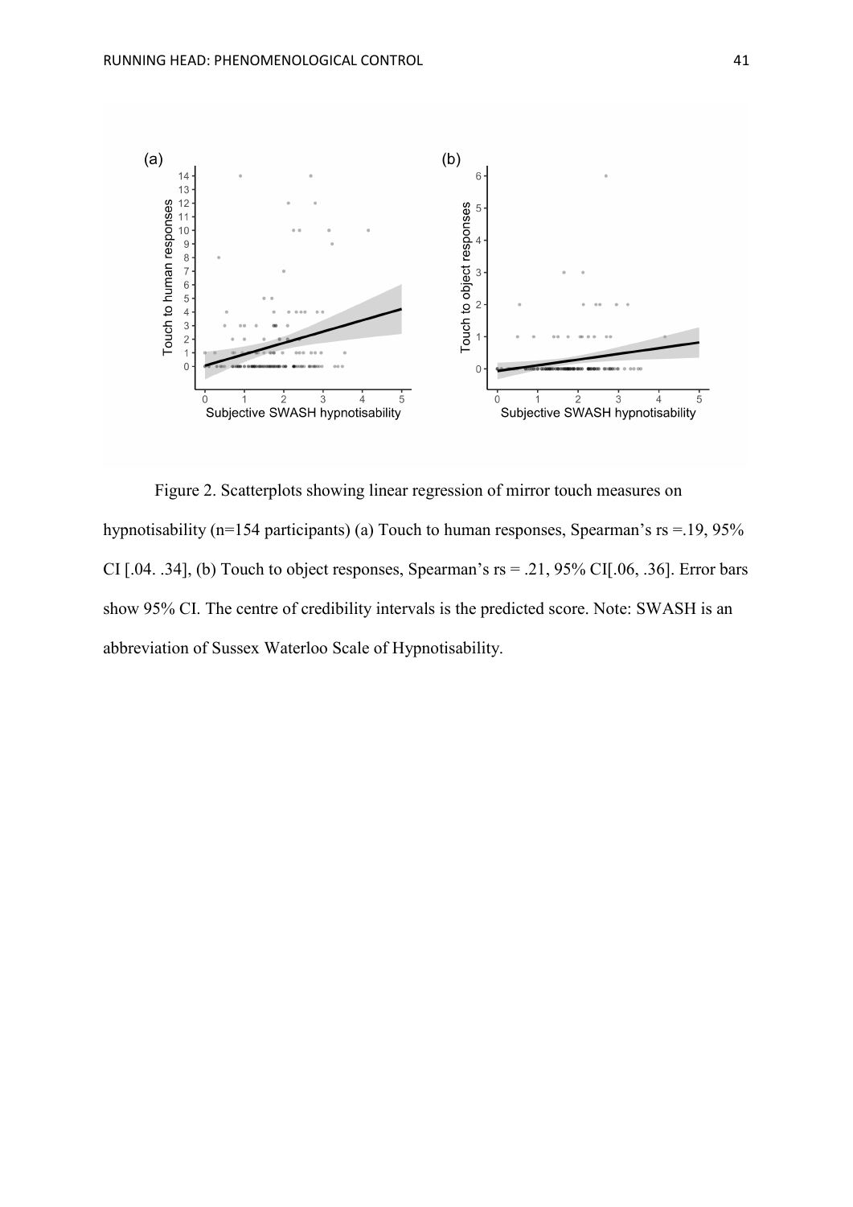Figure 2. Scatterplots showing linear regression of mirror touch measures on hypnotisability (n=154 participants) (a) Touch to human responses, Spearman's rs =.19, 95% CI [.04. .34], (b) Touch to object responses, Spearman's rs = .21, 95% CI[.06, .36]. Error bars show 95% CI. The centre of credibility intervals is the predicted score. Note: SWASH is an abbreviation of Sussex Waterloo Scale of Hypnotisability.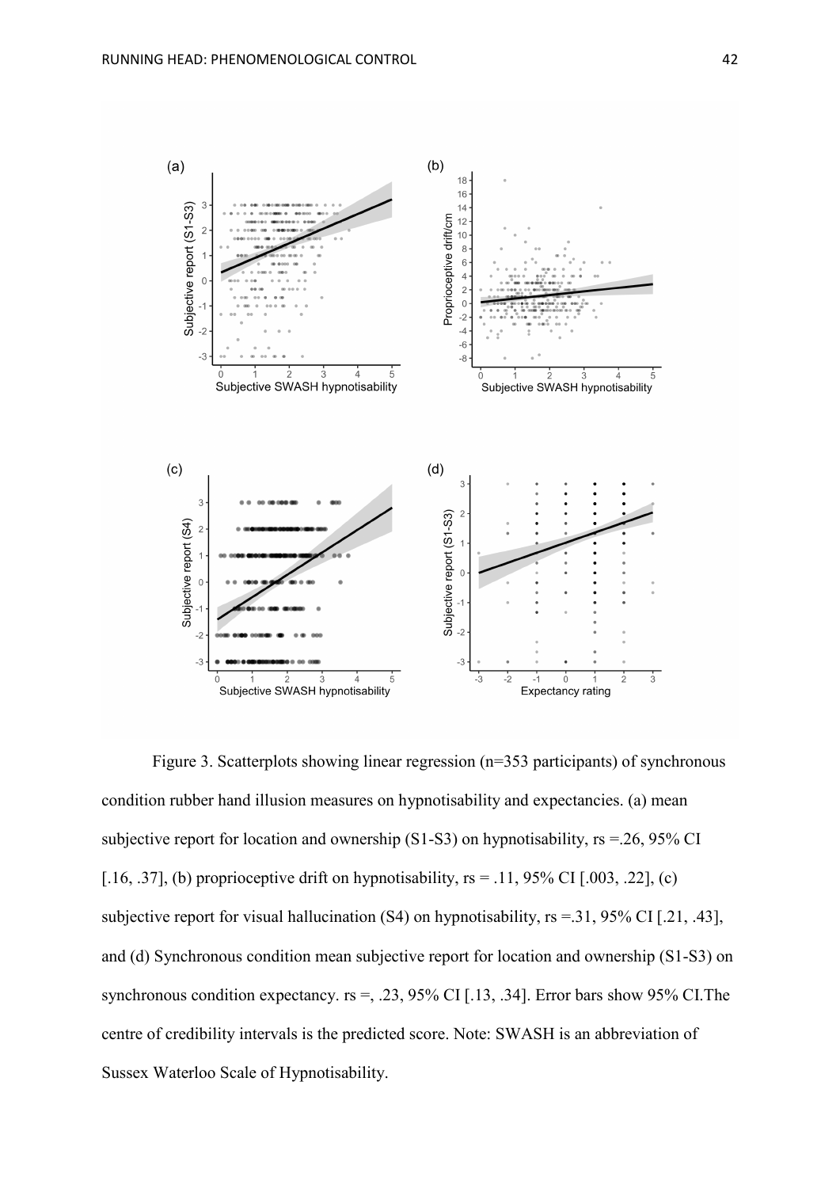Figure 3. Scatterplots showing linear regression (n=353 participants) of synchronous condition rubber hand illusion measures on hypnotisability and expectancies. (a) mean subjective report for location and ownership (S1-S3) on hypnotisability, rs =.26, 95% CI [.16, .37], (b) proprioceptive drift on hypnotisability, rs = .11, 95% CI [.003, .22], (c) subjective report for visual hallucination (S4) on hypnotisability, rs =.31, 95% CI [.21, .43], and (d) Synchronous condition mean subjective report for location and ownership (S1-S3) on synchronous condition expectancy. rs =, .23, 95% CI [.13, .34]. Error bars show 95% CI.The centre of credibility intervals is the predicted score. Note: SWASH is an abbreviation of Sussex Waterloo Scale of Hypnotisability.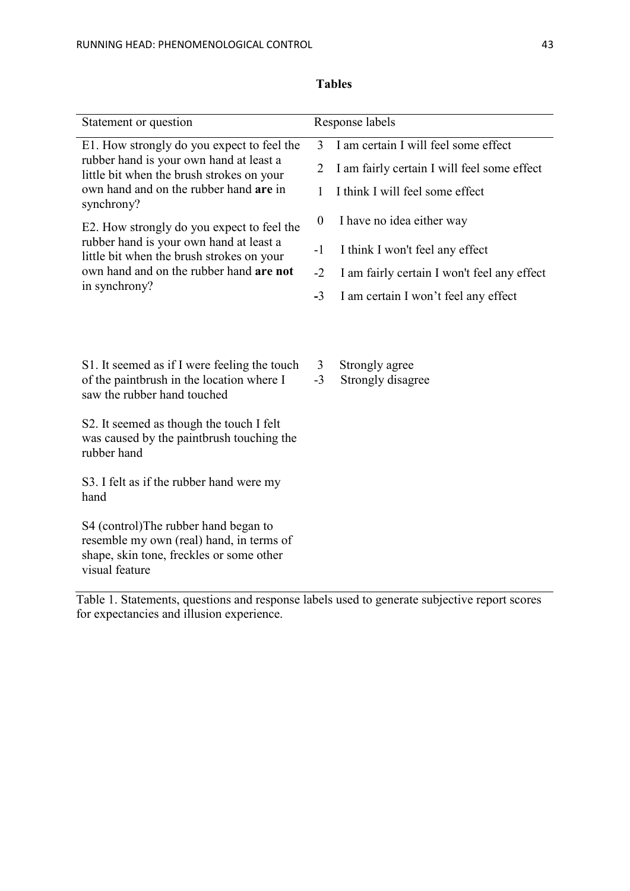## Tables

| Statement or question | Response labels |
|---|---|
| E1. How strongly do you expect to feel the rubber hand is your own hand at least a little bit when the brush strokes on your own hand and on the rubber hand **are** in synchrony? | 3 I am certain I will feel some effect |
| | 2 I am fairly certain I will feel some effect |
| | 1 I think I will feel some effect |
| E2. How strongly do you expect to feel the rubber hand is your own hand at least a little bit when the brush strokes on your own hand and on the rubber hand **are not** in synchrony? | 0 I have no idea either way |
| | -1 I think I won't feel any effect |
| | -2 I am fairly certain I won't feel any effect |
| | -3 I am certain I won't feel any effect |
| S1. It seemed as if I were feeling the touch of the paintbrush in the location where I saw the rubber hand touched | 3 Strongly agree |
| | -3 Strongly disagree |
| S2. It seemed as though the touch I felt was caused by the paintbrush touching the rubber hand | |
| S3. I felt as if the rubber hand were my hand | |
| S4 (control)The rubber hand began to resemble my own (real) hand, in terms of shape, skin tone, freckles or some other visual feature | |

Table 1. Statements, questions and response labels used to generate subjective report scores for expectancies and illusion experience.